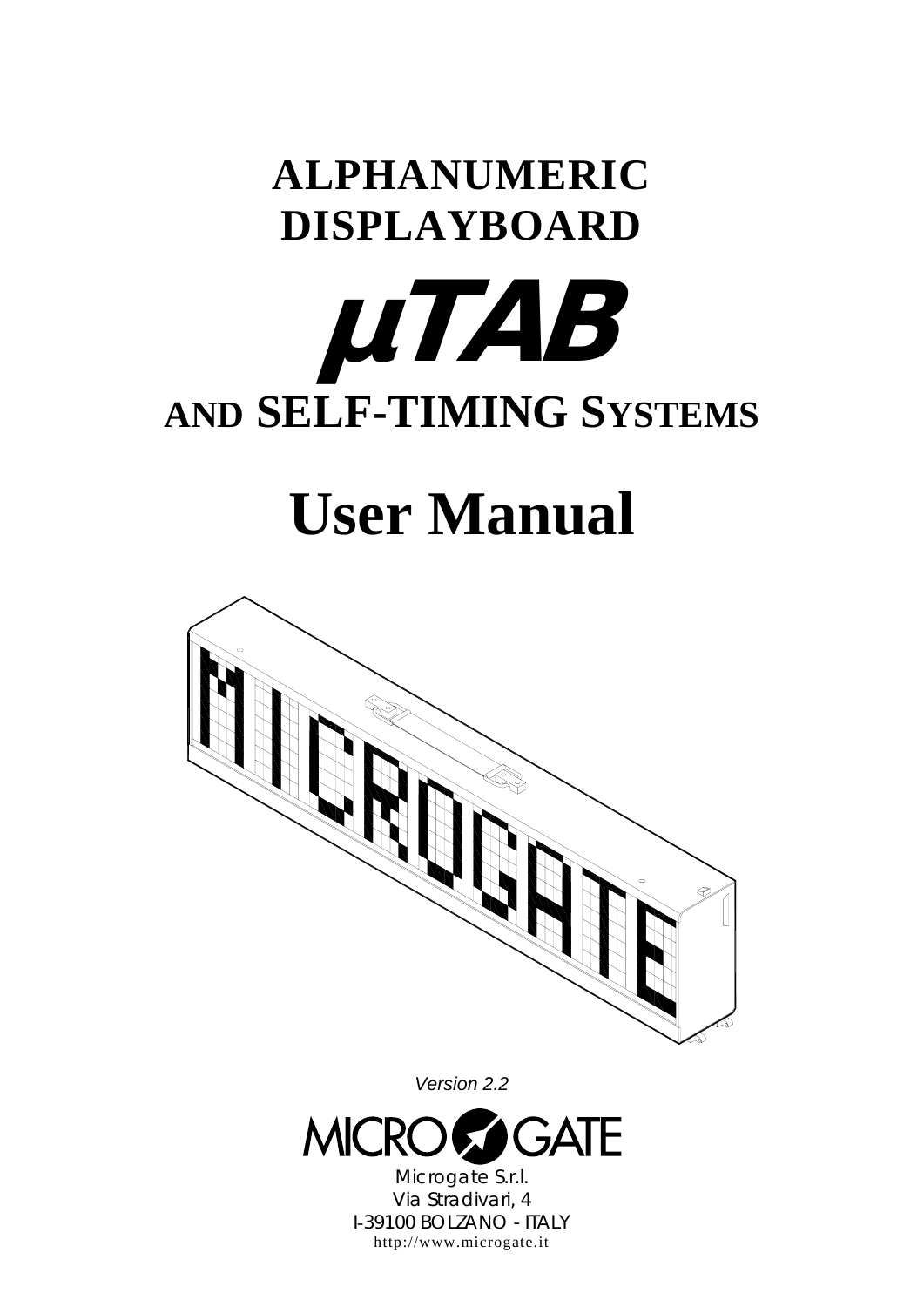# ALPHANUMERIC DISPLAYBOARD

# µTAB

## AND SELF-TIMING SYSTEMS

# User Manual

*Version 2.2*

MICROGATE

Microgate S.r.l.
Via Stradivari, 4
I-39100 BOLZANO - ITALY
http://www.microgate.it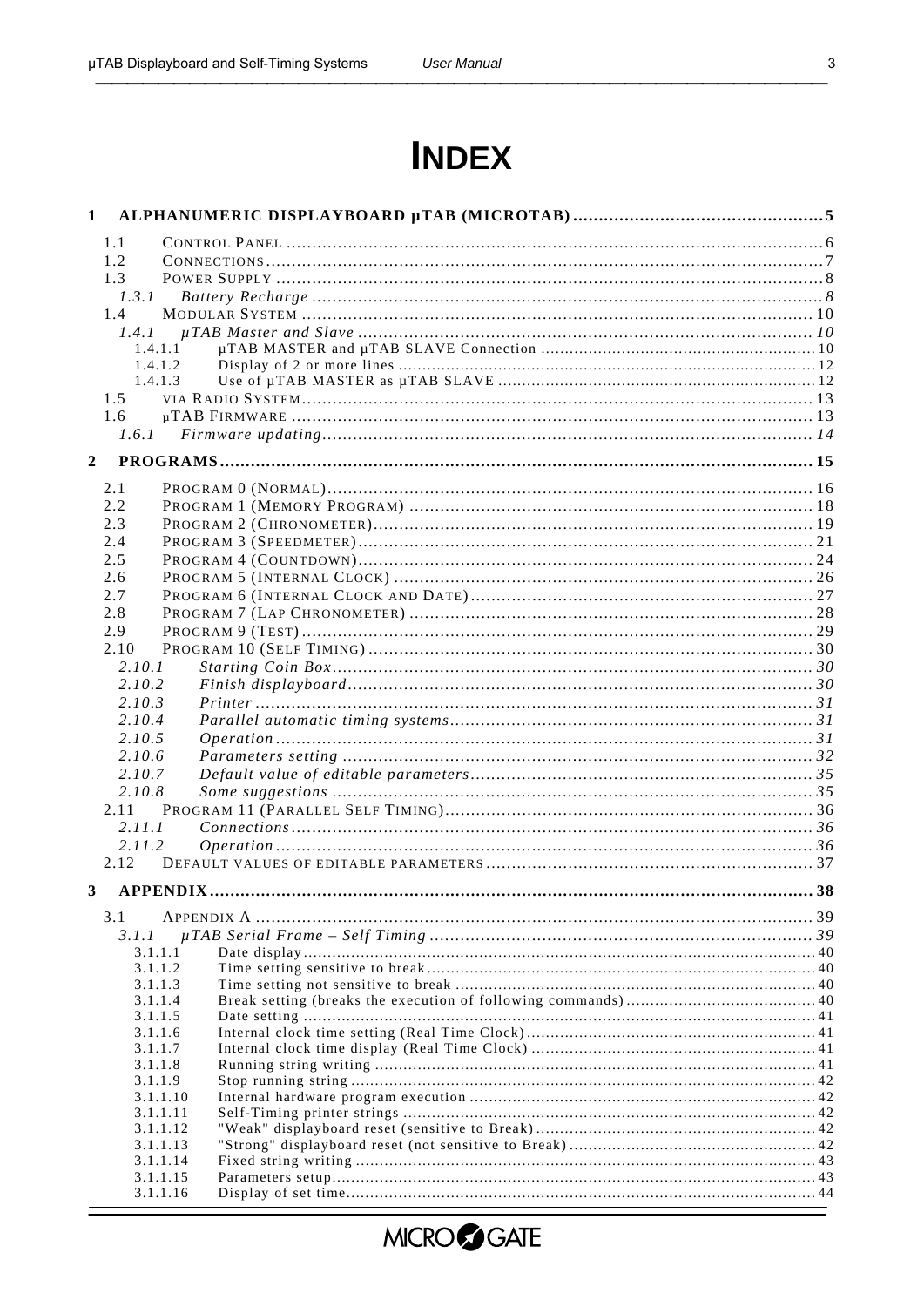# INDEX

**1 ALPHANUMERIC DISPLAYBOARD µTAB (MICROTAB) ..... 5**

- 1.1 CONTROL PANEL ..... 6
- 1.2 CONNECTIONS ..... 7
- 1.3 POWER SUPPLY ..... 8
  - *1.3.1 Battery Recharge ..... 8*
- 1.4 MODULAR SYSTEM ..... 10
  - *1.4.1 µTAB Master and Slave ..... 10*
    - 1.4.1.1 µTAB MASTER and µTAB SLAVE Connection ..... 10
    - 1.4.1.2 Display of 2 or more lines ..... 12
    - 1.4.1.3 Use of µTAB MASTER as µTAB SLAVE ..... 12
- 1.5 VIA RADIO SYSTEM ..... 13
- 1.6 µTAB FIRMWARE ..... 13
  - *1.6.1 Firmware updating ..... 14*

**2 PROGRAMS ..... 15**

- 2.1 PROGRAM 0 (NORMAL) ..... 16
- 2.2 PROGRAM 1 (MEMORY PROGRAM) ..... 18
- 2.3 PROGRAM 2 (CHRONOMETER) ..... 19
- 2.4 PROGRAM 3 (SPEEDMETER) ..... 21
- 2.5 PROGRAM 4 (COUNTDOWN) ..... 24
- 2.6 PROGRAM 5 (INTERNAL CLOCK) ..... 26
- 2.7 PROGRAM 6 (INTERNAL CLOCK AND DATE) ..... 27
- 2.8 PROGRAM 7 (LAP CHRONOMETER) ..... 28
- 2.9 PROGRAM 9 (TEST) ..... 29
- 2.10 PROGRAM 10 (SELF TIMING) ..... 30
  - *2.10.1 Starting Coin Box ..... 30*
  - *2.10.2 Finish displayboard ..... 30*
  - *2.10.3 Printer ..... 31*
  - *2.10.4 Parallel automatic timing systems ..... 31*
  - *2.10.5 Operation ..... 31*
  - *2.10.6 Parameters setting ..... 32*
  - *2.10.7 Default value of editable parameters ..... 35*
  - *2.10.8 Some suggestions ..... 35*
- 2.11 PROGRAM 11 (PARALLEL SELF TIMING) ..... 36
  - *2.11.1 Connections ..... 36*
  - *2.11.2 Operation ..... 36*
- 2.12 DEFAULT VALUES OF EDITABLE PARAMETERS ..... 37

**3 APPENDIX ..... 38**

- 3.1 APPENDIX A ..... 39
  - *3.1.1 µTAB Serial Frame – Self Timing ..... 39*
    - 3.1.1.1 Date display ..... 40
    - 3.1.1.2 Time setting sensitive to break ..... 40
    - 3.1.1.3 Time setting not sensitive to break ..... 40
    - 3.1.1.4 Break setting (breaks the execution of following commands) ..... 40
    - 3.1.1.5 Date setting ..... 41
    - 3.1.1.6 Internal clock time setting (Real Time Clock) ..... 41
    - 3.1.1.7 Internal clock time display (Real Time Clock) ..... 41
    - 3.1.1.8 Running string writing ..... 41
    - 3.1.1.9 Stop running string ..... 42
    - 3.1.1.10 Internal hardware program execution ..... 42
    - 3.1.1.11 Self-Timing printer strings ..... 42
    - 3.1.1.12 "Weak" displayboard reset (sensitive to Break) ..... 42
    - 3.1.1.13 "Strong" displayboard reset (not sensitive to Break) ..... 42
    - 3.1.1.14 Fixed string writing ..... 43
    - 3.1.1.15 Parameters setup ..... 43
    - 3.1.1.16 Display of set time ..... 44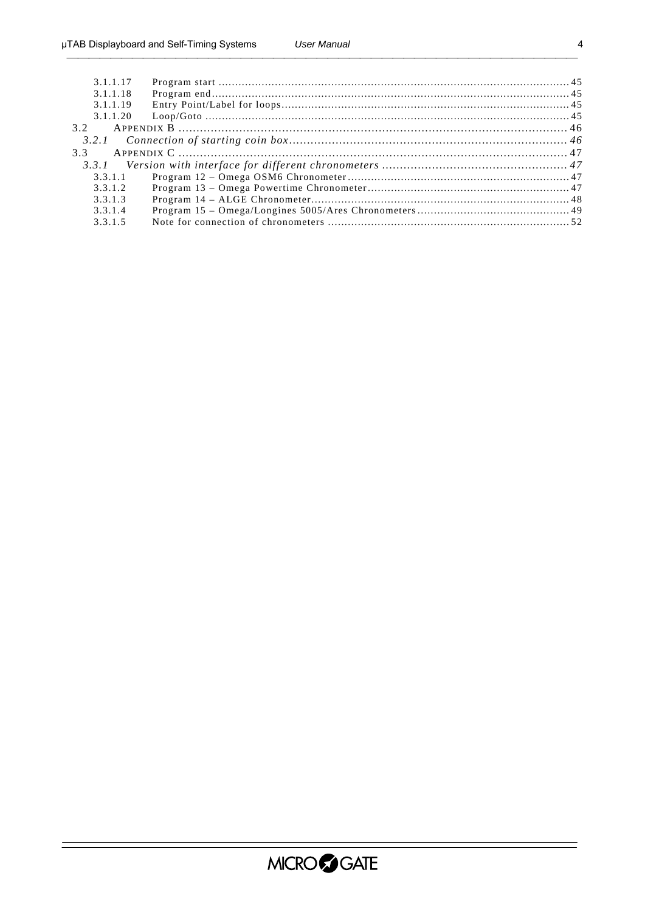3.1.1.17 Program start ........................................................................................................ 45
3.1.1.18 Program end.......................................................................................................... 45
3.1.1.19 Entry Point/Label for loops..................................................................................... 45
3.1.1.20 Loop/Goto ............................................................................................................ 45
3.2 APPENDIX B ................................................................................................................ 46
*3.2.1 Connection of starting coin box............................................................................... 46*
3.3 APPENDIX C ................................................................................................................ 47
*3.3.1 Version with interface for different chronometers .................................................... 47*
3.3.1.1 Program 12 – Omega OSM6 Chronometer.................................................................. 47
3.3.1.2 Program 13 – Omega Powertime Chronometer............................................................ 47
3.3.1.3 Program 14 – ALGE Chronometer............................................................................. 48
3.3.1.4 Program 15 – Omega/Longines 5005/Ares Chronometers.............................................. 49
3.3.1.5 Note for connection of chronometers ........................................................................ 52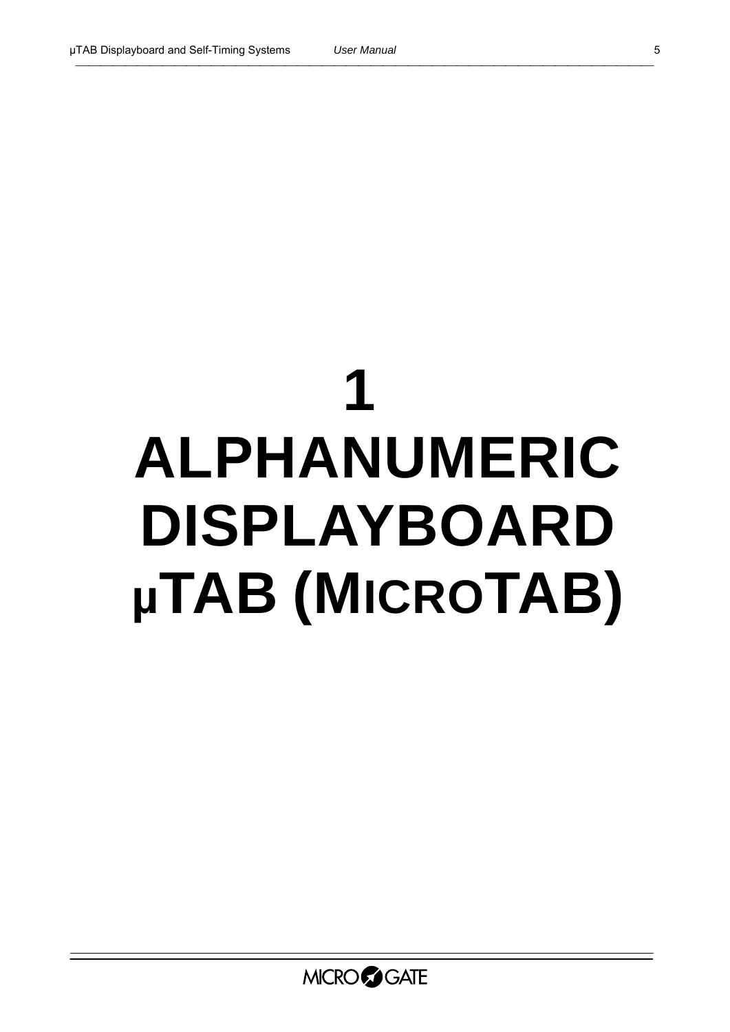# 1 ALPHANUMERIC DISPLAYBOARD µTAB (MICROTAB)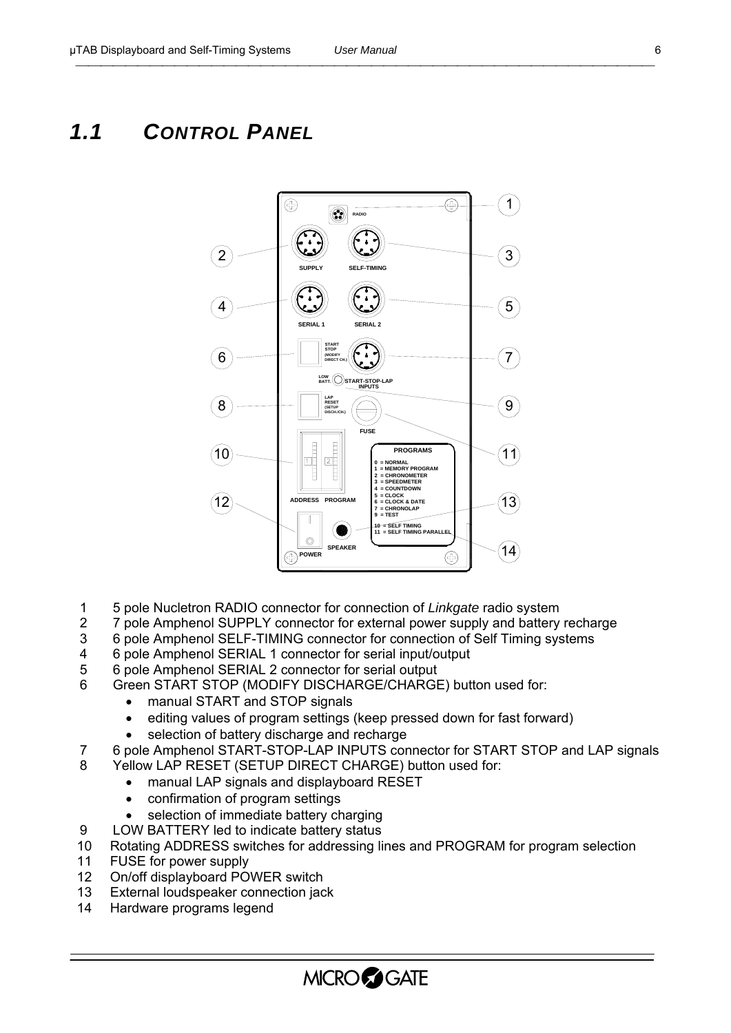# 1.1 CONTROL PANEL

1. 5 pole Nucletron RADIO connector for connection of *Linkgate* radio system
2. 7 pole Amphenol SUPPLY connector for external power supply and battery recharge
3. 6 pole Amphenol SELF-TIMING connector for connection of Self Timing systems
4. 6 pole Amphenol SERIAL 1 connector for serial input/output
5. 6 pole Amphenol SERIAL 2 connector for serial output
6. Green START STOP (MODIFY DISCHARGE/CHARGE) button used for:
   - manual START and STOP signals
   - editing values of program settings (keep pressed down for fast forward)
   - selection of battery discharge and recharge
7. 6 pole Amphenol START-STOP-LAP INPUTS connector for START STOP and LAP signals
8. Yellow LAP RESET (SETUP DIRECT CHARGE) button used for:
   - manual LAP signals and displayboard RESET
   - confirmation of program settings
   - selection of immediate battery charging
9. LOW BATTERY led to indicate battery status
10. Rotating ADDRESS switches for addressing lines and PROGRAM for program selection
11. FUSE for power supply
12. On/off displayboard POWER switch
13. External loudspeaker connection jack
14. Hardware programs legend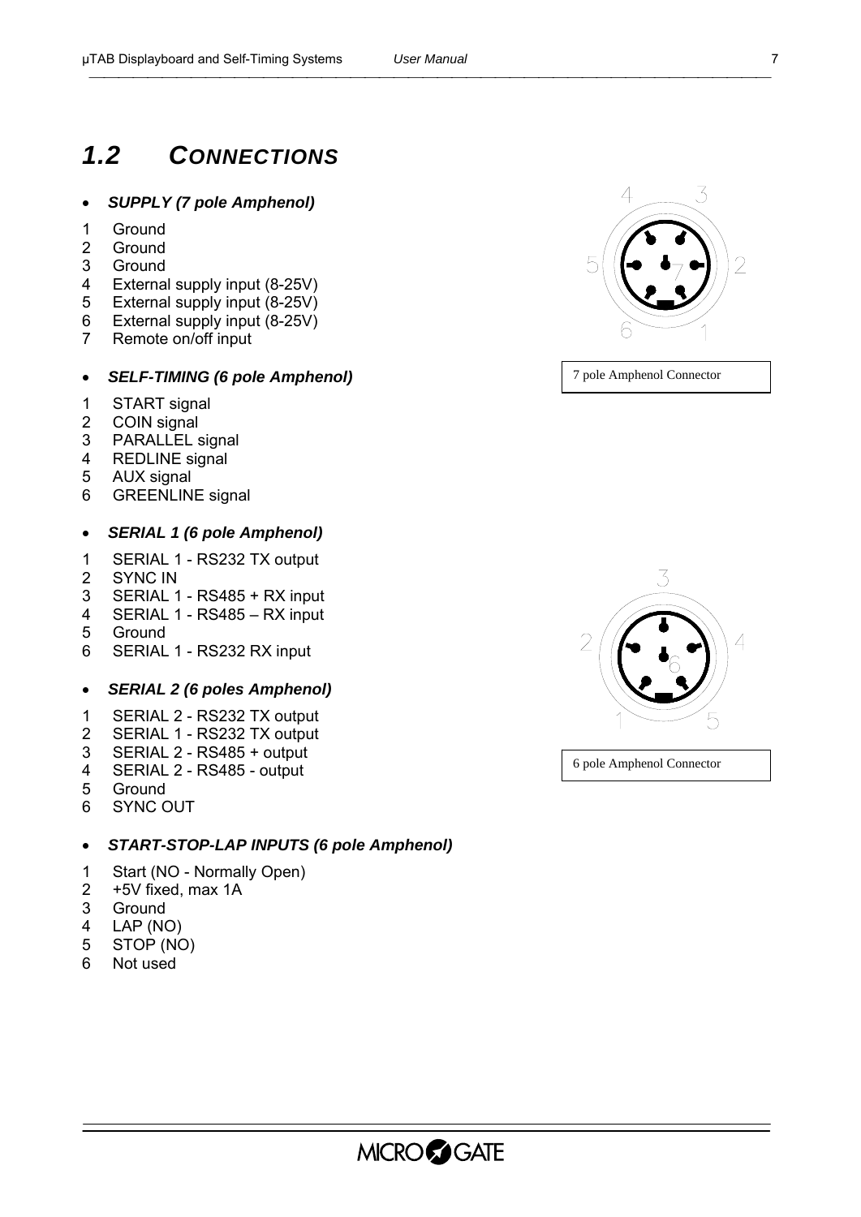# 1.2 CONNECTIONS

- ***SUPPLY (7 pole Amphenol)***

1 Ground
2 Ground
3 Ground
4 External supply input (8-25V)
5 External supply input (8-25V)
6 External supply input (8-25V)
7 Remote on/off input

7 pole Amphenol Connector

- ***SELF-TIMING (6 pole Amphenol)***

1 START signal
2 COIN signal
3 PARALLEL signal
4 REDLINE signal
5 AUX signal
6 GREENLINE signal

- ***SERIAL 1 (6 pole Amphenol)***

1 SERIAL 1 - RS232 TX output
2 SYNC IN
3 SERIAL 1 - RS485 + RX input
4 SERIAL 1 - RS485 – RX input
5 Ground
6 SERIAL 1 - RS232 RX input

6 pole Amphenol Connector

- ***SERIAL 2 (6 poles Amphenol)***

1 SERIAL 2 - RS232 TX output
2 SERIAL 1 - RS232 TX output
3 SERIAL 2 - RS485 + output
4 SERIAL 2 - RS485 - output
5 Ground
6 SYNC OUT

- ***START-STOP-LAP INPUTS (6 pole Amphenol)***

1 Start (NO - Normally Open)
2 +5V fixed, max 1A
3 Ground
4 LAP (NO)
5 STOP (NO)
6 Not used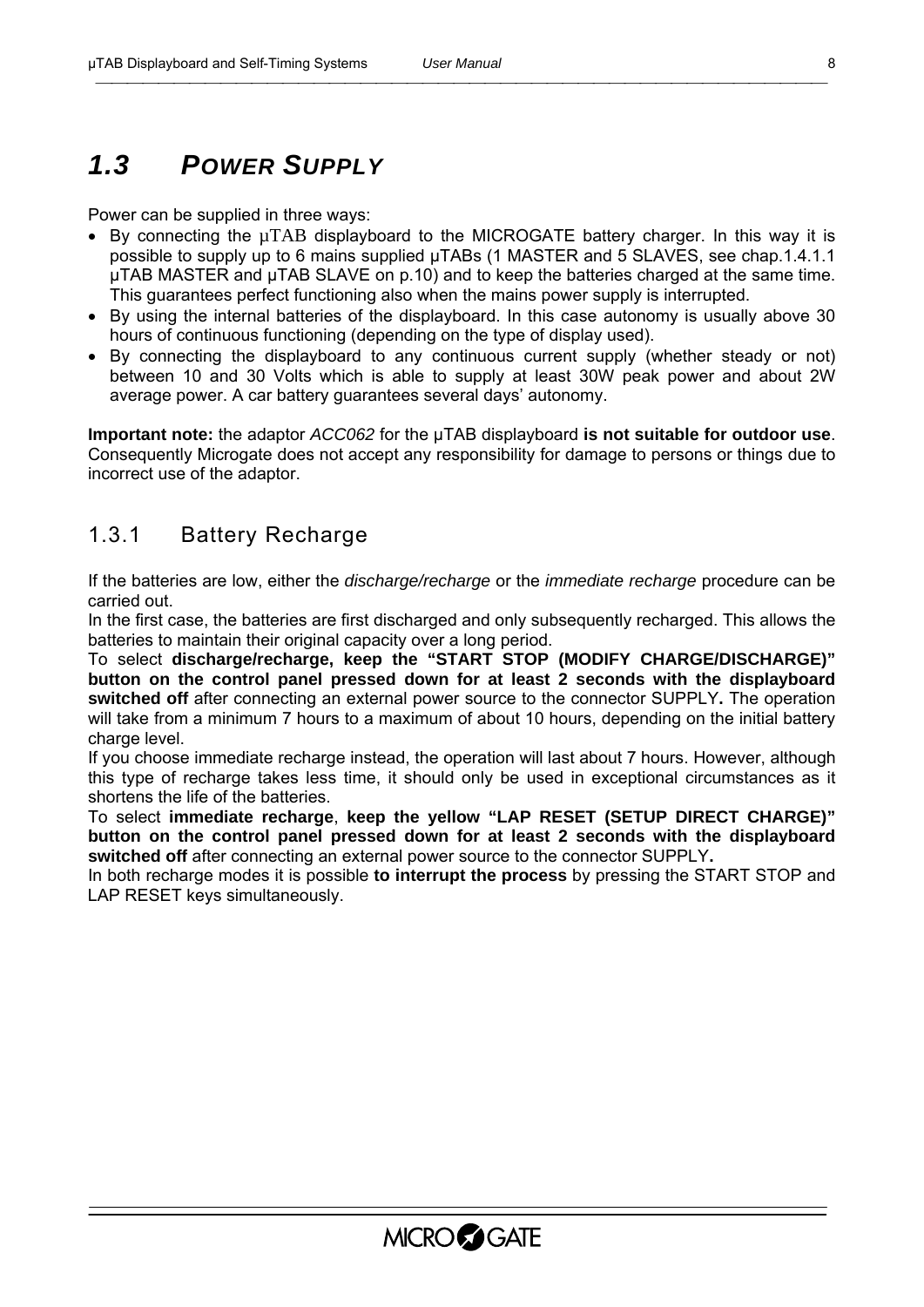## *1.3 POWER SUPPLY*

Power can be supplied in three ways:

- By connecting the µTAB displayboard to the MICROGATE battery charger. In this way it is possible to supply up to 6 mains supplied µTABs (1 MASTER and 5 SLAVES, see chap.1.4.1.1 µTAB MASTER and µTAB SLAVE on p.10) and to keep the batteries charged at the same time. This guarantees perfect functioning also when the mains power supply is interrupted.
- By using the internal batteries of the displayboard. In this case autonomy is usually above 30 hours of continuous functioning (depending on the type of display used).
- By connecting the displayboard to any continuous current supply (whether steady or not) between 10 and 30 Volts which is able to supply at least 30W peak power and about 2W average power. A car battery guarantees several days' autonomy.

**Important note:** the adaptor *ACC062* for the µTAB displayboard **is not suitable for outdoor use**. Consequently Microgate does not accept any responsibility for damage to persons or things due to incorrect use of the adaptor.

### 1.3.1 Battery Recharge

If the batteries are low, either the *discharge/recharge* or the *immediate recharge* procedure can be carried out.

In the first case, the batteries are first discharged and only subsequently recharged. This allows the batteries to maintain their original capacity over a long period.

To select **discharge/recharge, keep the "START STOP (MODIFY CHARGE/DISCHARGE)" button on the control panel pressed down for at least 2 seconds with the displayboard switched off** after connecting an external power source to the connector SUPPLY**.** The operation will take from a minimum 7 hours to a maximum of about 10 hours, depending on the initial battery charge level.

If you choose immediate recharge instead, the operation will last about 7 hours. However, although this type of recharge takes less time, it should only be used in exceptional circumstances as it shortens the life of the batteries.

To select **immediate recharge**, **keep the yellow "LAP RESET (SETUP DIRECT CHARGE)" button on the control panel pressed down for at least 2 seconds with the displayboard switched off** after connecting an external power source to the connector SUPPLY**.**

In both recharge modes it is possible **to interrupt the process** by pressing the START STOP and LAP RESET keys simultaneously.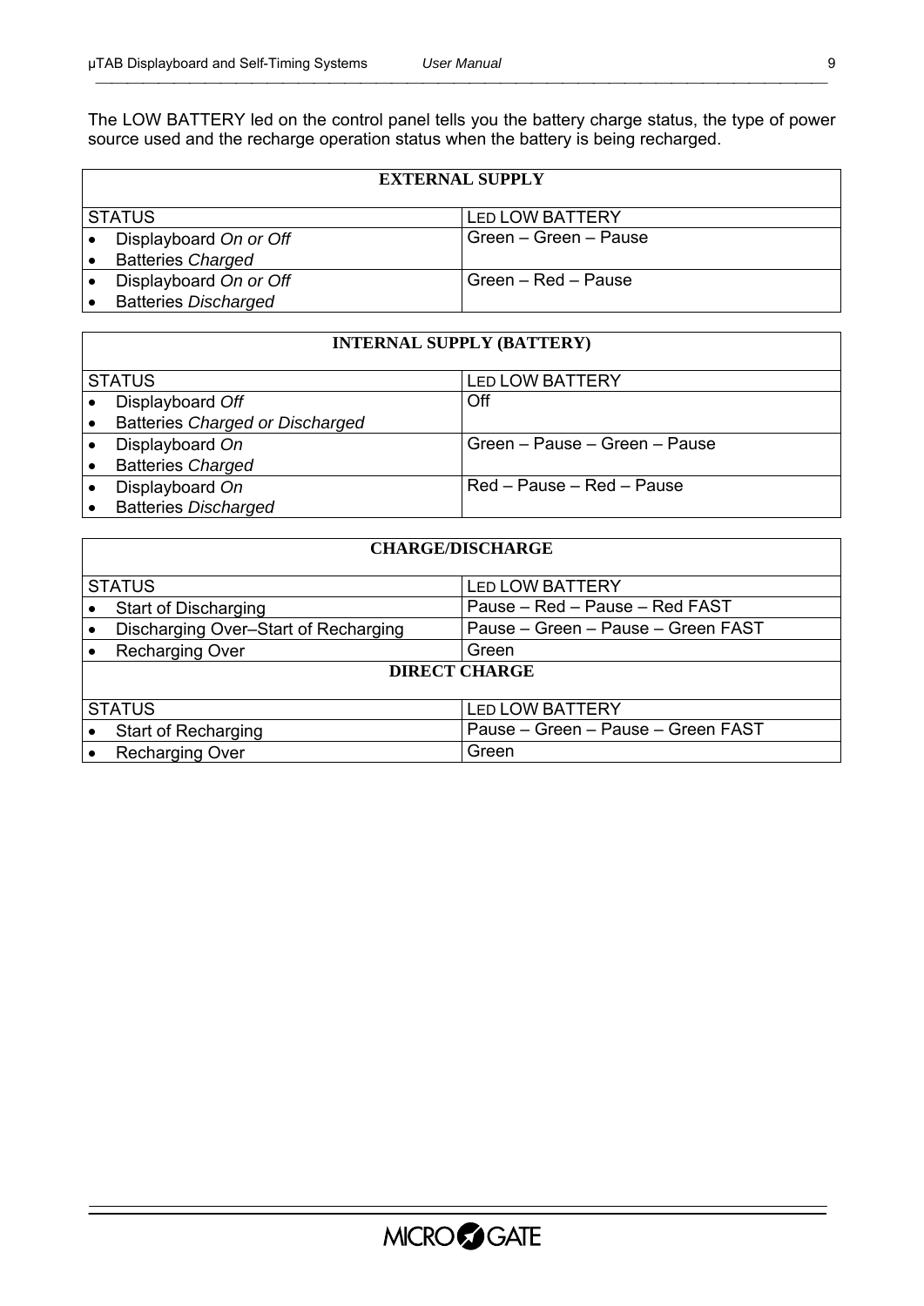The LOW BATTERY led on the control panel tells you the battery charge status, the type of power source used and the recharge operation status when the battery is being recharged.

**EXTERNAL SUPPLY**

| STATUS | LED LOW BATTERY |
|---|---|
| • Displayboard *On or Off*<br>• Batteries *Charged* | Green – Green – Pause |
| • Displayboard *On or Off*<br>• Batteries *Discharged* | Green – Red – Pause |

**INTERNAL SUPPLY (BATTERY)**

| STATUS | LED LOW BATTERY |
|---|---|
| • Displayboard *Off*<br>• Batteries *Charged or Discharged* | Off |
| • Displayboard *On*<br>• Batteries *Charged* | Green – Pause – Green – Pause |
| • Displayboard *On*<br>• Batteries *Discharged* | Red – Pause – Red – Pause |

**CHARGE/DISCHARGE**

| STATUS | LED LOW BATTERY |
|---|---|
| • Start of Discharging | Pause – Red – Pause – Red FAST |
| • Discharging Over–Start of Recharging | Pause – Green – Pause – Green FAST |
| • Recharging Over | Green |

**DIRECT CHARGE**

| STATUS | LED LOW BATTERY |
|---|---|
| • Start of Recharging | Pause – Green – Pause – Green FAST |
| • Recharging Over | Green |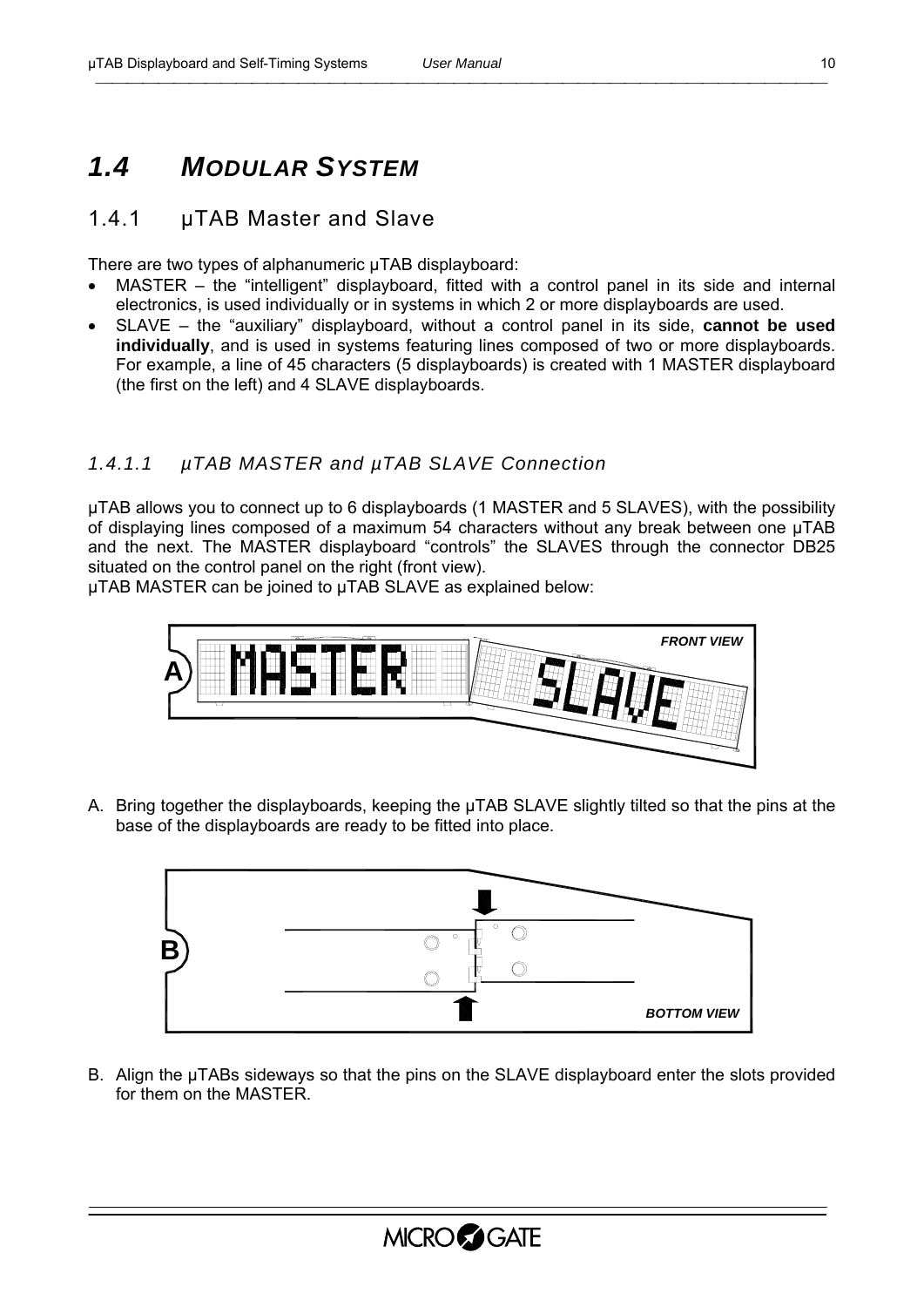# 1.4 MODULAR SYSTEM

## 1.4.1 μTAB Master and Slave

There are two types of alphanumeric μTAB displayboard:

- MASTER – the "intelligent" displayboard, fitted with a control panel in its side and internal electronics, is used individually or in systems in which 2 or more displayboards are used.
- SLAVE – the "auxiliary" displayboard, without a control panel in its side, **cannot be used individually**, and is used in systems featuring lines composed of two or more displayboards. For example, a line of 45 characters (5 displayboards) is created with 1 MASTER displayboard (the first on the left) and 4 SLAVE displayboards.

### *1.4.1.1 μTAB MASTER and μTAB SLAVE Connection*

μTAB allows you to connect up to 6 displayboards (1 MASTER and 5 SLAVES), with the possibility of displaying lines composed of a maximum 54 characters without any break between one μTAB and the next. The MASTER displayboard "controls" the SLAVES through the connector DB25 situated on the control panel on the right (front view).

μTAB MASTER can be joined to μTAB SLAVE as explained below:

A. Bring together the displayboards, keeping the μTAB SLAVE slightly tilted so that the pins at the base of the displayboards are ready to be fitted into place.

B. Align the μTABs sideways so that the pins on the SLAVE displayboard enter the slots provided for them on the MASTER.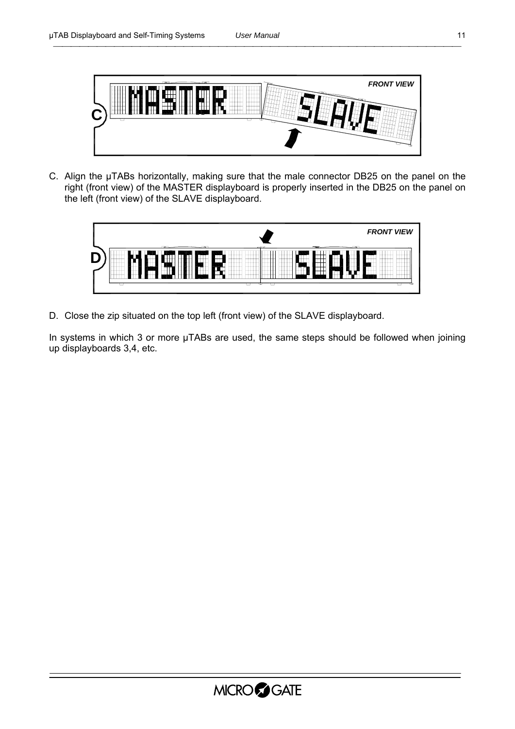C. Align the μTABs horizontally, making sure that the male connector DB25 on the panel on the right (front view) of the MASTER displayboard is properly inserted in the DB25 on the panel on the left (front view) of the SLAVE displayboard.

D. Close the zip situated on the top left (front view) of the SLAVE displayboard.

In systems in which 3 or more μTABs are used, the same steps should be followed when joining up displayboards 3,4, etc.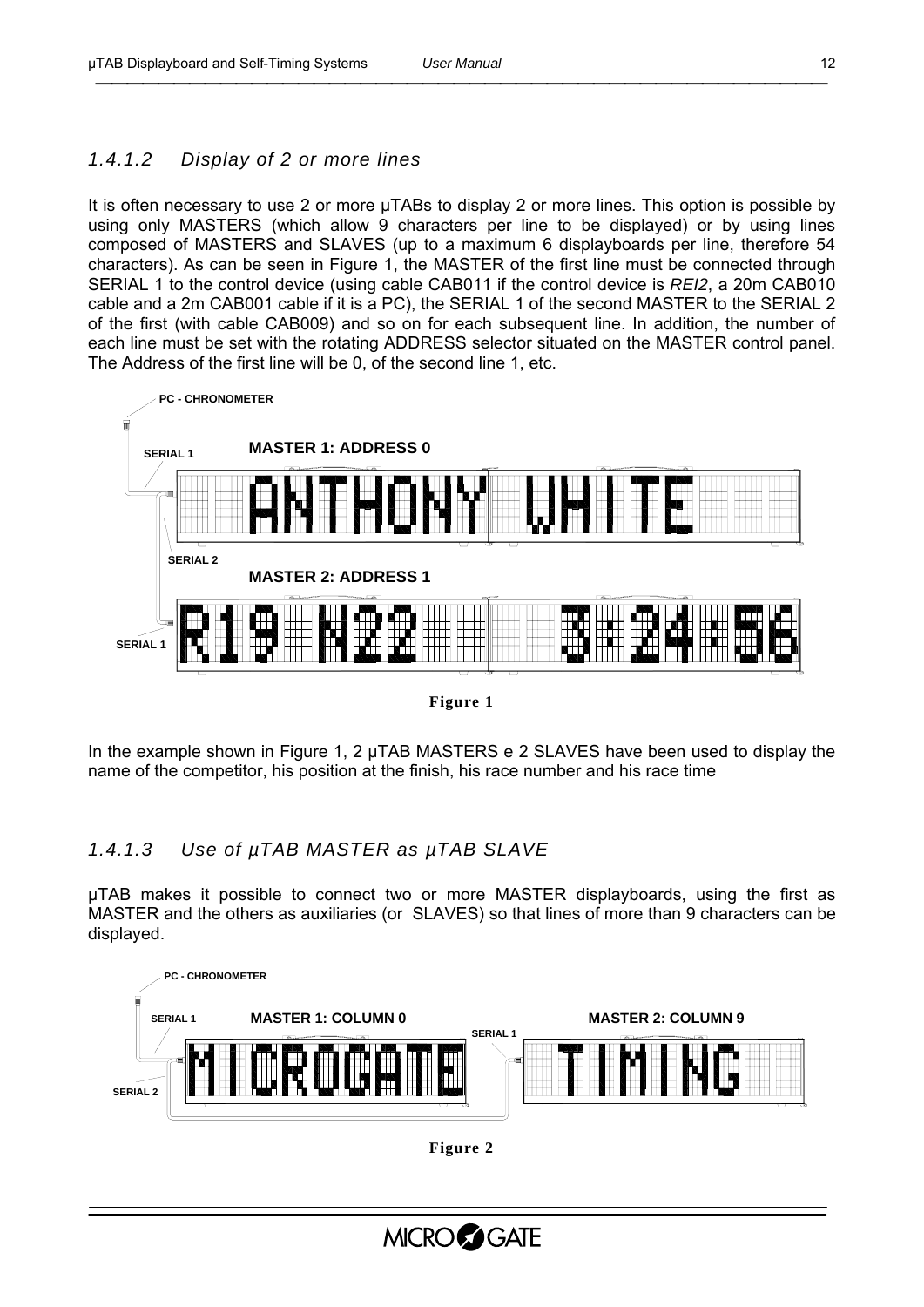### 1.4.1.2 Display of 2 or more lines

It is often necessary to use 2 or more µTABs to display 2 or more lines. This option is possible by using only MASTERS (which allow 9 characters per line to be displayed) or by using lines composed of MASTERS and SLAVES (up to a maximum 6 displayboards per line, therefore 54 characters). As can be seen in Figure 1, the MASTER of the first line must be connected through SERIAL 1 to the control device (using cable CAB011 if the control device is *REI2*, a 20m CAB010 cable and a 2m CAB001 cable if it is a PC), the SERIAL 1 of the second MASTER to the SERIAL 2 of the first (with cable CAB009) and so on for each subsequent line. In addition, the number of each line must be set with the rotating ADDRESS selector situated on the MASTER control panel. The Address of the first line will be 0, of the second line 1, etc.

PC - CHRONOMETER

SERIAL 1

MASTER 1: ADDRESS 0

SERIAL 2

MASTER 2: ADDRESS 1

SERIAL 1

**Figure 1**

In the example shown in Figure 1, 2 µTAB MASTERS e 2 SLAVES have been used to display the name of the competitor, his position at the finish, his race number and his race time

### 1.4.1.3 Use of µTAB MASTER as µTAB SLAVE

µTAB makes it possible to connect two or more MASTER displayboards, using the first as MASTER and the others as auxiliaries (or SLAVES) so that lines of more than 9 characters can be displayed.

PC - CHRONOMETER

SERIAL 1

MASTER 1: COLUMN 0

SERIAL 1

MASTER 2: COLUMN 9

SERIAL 2

**Figure 2**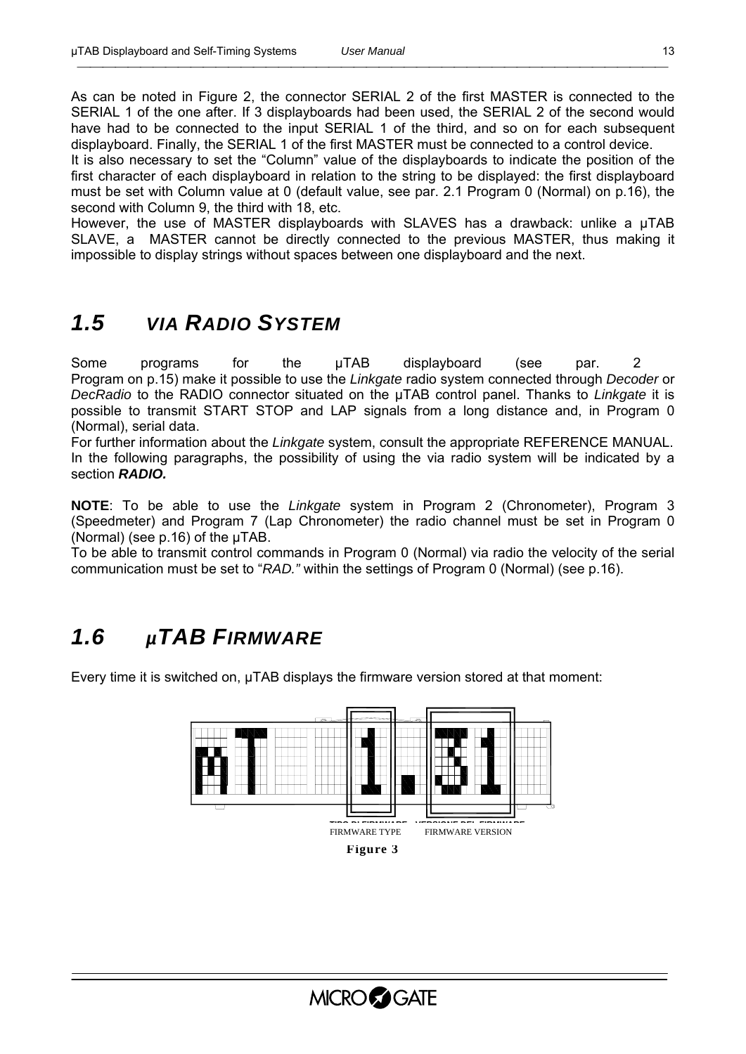As can be noted in Figure 2, the connector SERIAL 2 of the first MASTER is connected to the SERIAL 1 of the one after. If 3 displayboards had been used, the SERIAL 2 of the second would have had to be connected to the input SERIAL 1 of the third, and so on for each subsequent displayboard. Finally, the SERIAL 1 of the first MASTER must be connected to a control device.

It is also necessary to set the "Column" value of the displayboards to indicate the position of the first character of each displayboard in relation to the string to be displayed: the first displayboard must be set with Column value at 0 (default value, see par. 2.1 Program 0 (Normal) on p.16), the second with Column 9, the third with 18, etc.

However, the use of MASTER displayboards with SLAVES has a drawback: unlike a µTAB SLAVE, a MASTER cannot be directly connected to the previous MASTER, thus making it impossible to display strings without spaces between one displayboard and the next.

## 1.5 *VIA RADIO SYSTEM*

Some programs for the µTAB displayboard (see par. 2 Program on p.15) make it possible to use the *Linkgate* radio system connected through *Decoder* or *DecRadio* to the RADIO connector situated on the µTAB control panel. Thanks to *Linkgate* it is possible to transmit START STOP and LAP signals from a long distance and, in Program 0 (Normal), serial data.

For further information about the *Linkgate* system, consult the appropriate REFERENCE MANUAL.

In the following paragraphs, the possibility of using the via radio system will be indicated by a section ***RADIO.***

**NOTE**: To be able to use the *Linkgate* system in Program 2 (Chronometer), Program 3 (Speedmeter) and Program 7 (Lap Chronometer) the radio channel must be set in Program 0 (Normal) (see p.16) of the µTAB.

To be able to transmit control commands in Program 0 (Normal) via radio the velocity of the serial communication must be set to "*RAD.*" within the settings of Program 0 (Normal) (see p.16).

## 1.6 *µTAB FIRMWARE*

Every time it is switched on, µTAB displays the firmware version stored at that moment:

FIRMWARE TYPE    FIRMWARE VERSION

**Figure 3**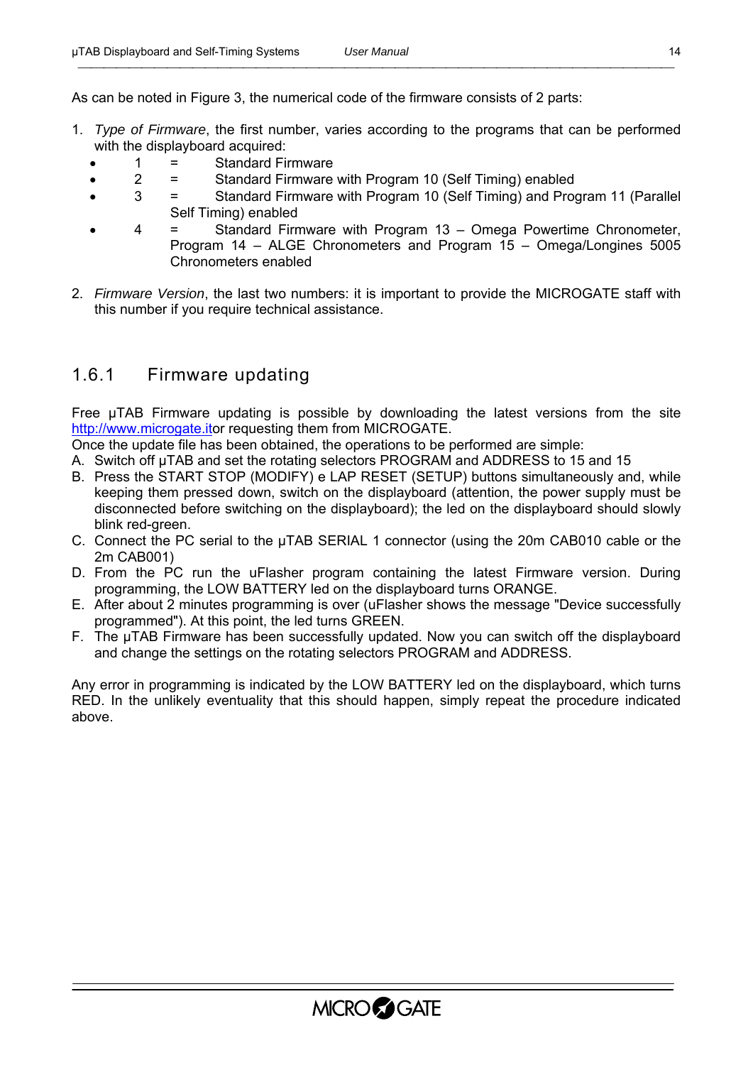As can be noted in Figure 3, the numerical code of the firmware consists of 2 parts:

1. *Type of Firmware*, the first number, varies according to the programs that can be performed with the displayboard acquired:
   - 1 = Standard Firmware
   - 2 = Standard Firmware with Program 10 (Self Timing) enabled
   - 3 = Standard Firmware with Program 10 (Self Timing) and Program 11 (Parallel Self Timing) enabled
   - 4 = Standard Firmware with Program 13 – Omega Powertime Chronometer, Program 14 – ALGE Chronometers and Program 15 – Omega/Longines 5005 Chronometers enabled

2. *Firmware Version*, the last two numbers: it is important to provide the MICROGATE staff with this number if you require technical assistance.

### 1.6.1 Firmware updating

Free µTAB Firmware updating is possible by downloading the latest versions from the site http://www.microgate.itor requesting them from MICROGATE.
Once the update file has been obtained, the operations to be performed are simple:

A. Switch off µTAB and set the rotating selectors PROGRAM and ADDRESS to 15 and 15
B. Press the START STOP (MODIFY) e LAP RESET (SETUP) buttons simultaneously and, while keeping them pressed down, switch on the displayboard (attention, the power supply must be disconnected before switching on the displayboard); the led on the displayboard should slowly blink red-green.
C. Connect the PC serial to the µTAB SERIAL 1 connector (using the 20m CAB010 cable or the 2m CAB001)
D. From the PC run the uFlasher program containing the latest Firmware version. During programming, the LOW BATTERY led on the displayboard turns ORANGE.
E. After about 2 minutes programming is over (uFlasher shows the message "Device successfully programmed"). At this point, the led turns GREEN.
F. The µTAB Firmware has been successfully updated. Now you can switch off the displayboard and change the settings on the rotating selectors PROGRAM and ADDRESS.

Any error in programming is indicated by the LOW BATTERY led on the displayboard, which turns RED. In the unlikely eventuality that this should happen, simply repeat the procedure indicated above.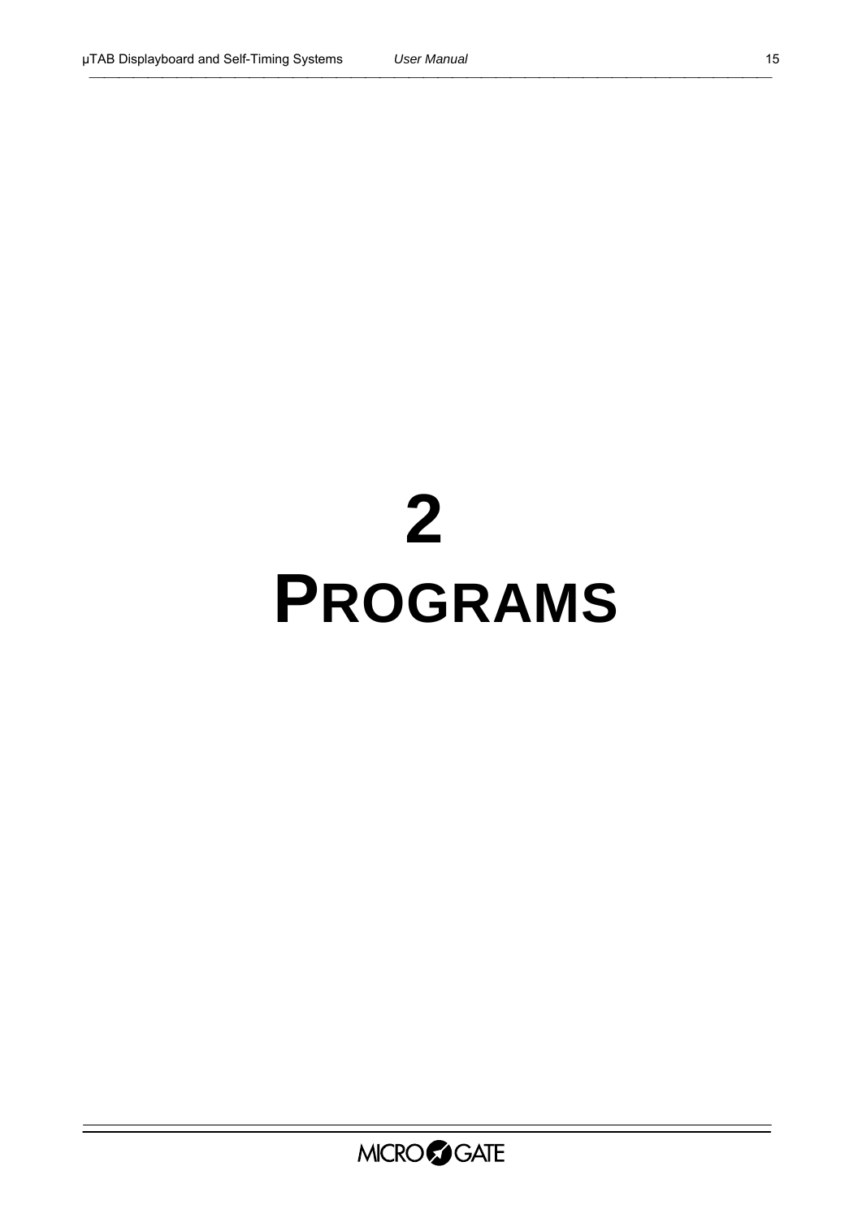# 2
# PROGRAMS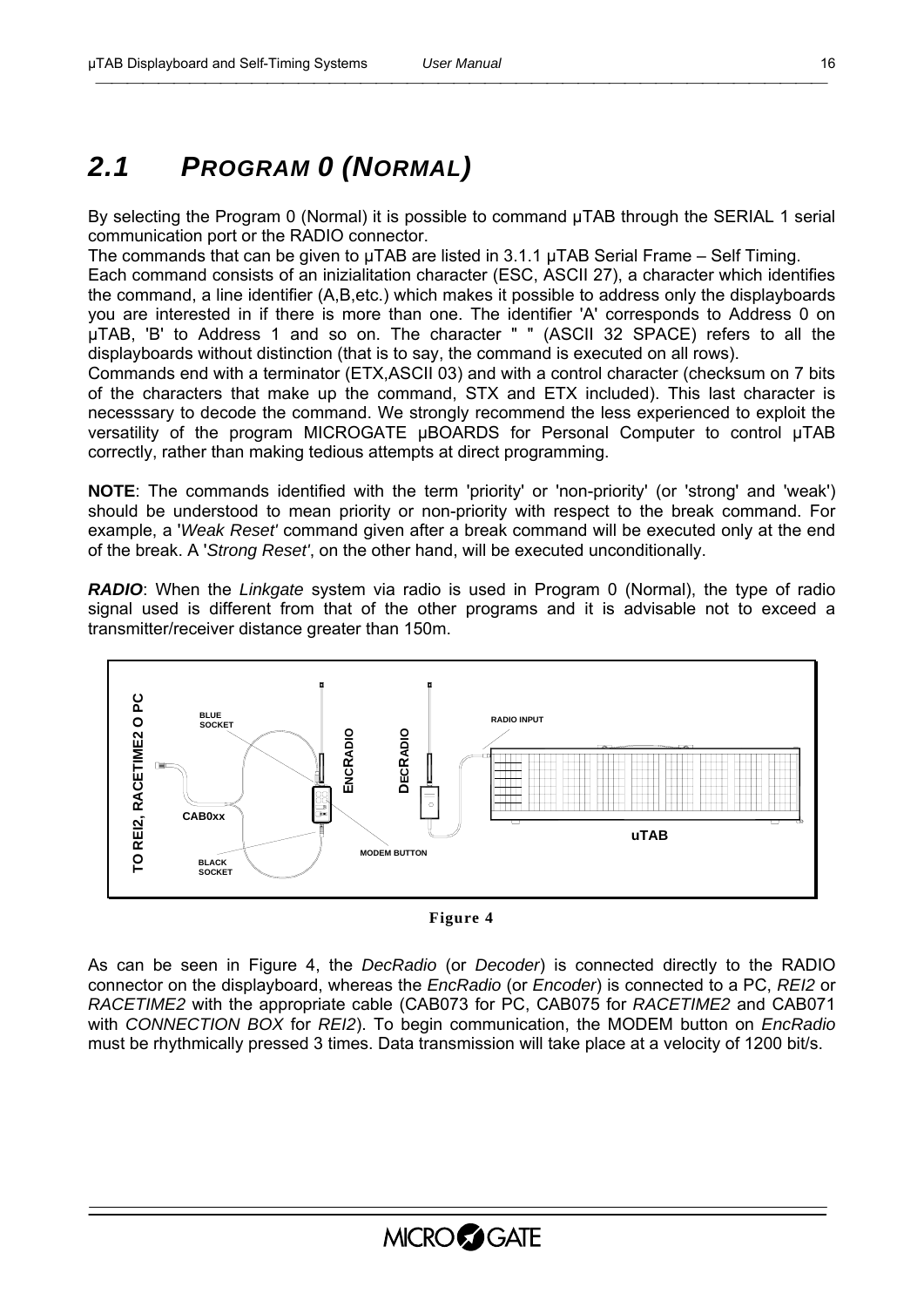## 2.1 PROGRAM 0 (NORMAL)

By selecting the Program 0 (Normal) it is possible to command µTAB through the SERIAL 1 serial communication port or the RADIO connector.

The commands that can be given to µTAB are listed in 3.1.1 µTAB Serial Frame – Self Timing.

Each command consists of an inizialitation character (ESC, ASCII 27), a character which identifies the command, a line identifier (A,B,etc.) which makes it possible to address only the displayboards you are interested in if there is more than one. The identifier 'A' corresponds to Address 0 on µTAB, 'B' to Address 1 and so on. The character " " (ASCII 32 SPACE) refers to all the displayboards without distinction (that is to say, the command is executed on all rows).

Commands end with a terminator (ETX,ASCII 03) and with a control character (checksum on 7 bits of the characters that make up the command, STX and ETX included). This last character is necesssary to decode the command. We strongly recommend the less experienced to exploit the versatility of the program MICROGATE µBOARDS for Personal Computer to control µTAB correctly, rather than making tedious attempts at direct programming.

**NOTE**: The commands identified with the term 'priority' or 'non-priority' (or 'strong' and 'weak') should be understood to mean priority or non-priority with respect to the break command. For example, a '*Weak Reset'* command given after a break command will be executed only at the end of the break. A '*Strong Reset'*, on the other hand, will be executed unconditionally.

***RADIO***: When the *Linkgate* system via radio is used in Program 0 (Normal), the type of radio signal used is different from that of the other programs and it is advisable not to exceed a transmitter/receiver distance greater than 150m.

Figure 4

As can be seen in Figure 4, the *DecRadio* (or *Decoder*) is connected directly to the RADIO connector on the displayboard, whereas the *EncRadio* (or *Encoder*) is connected to a PC, *REI2* or *RACETIME2* with the appropriate cable (CAB073 for PC, CAB075 for *RACETIME2* and CAB071 with *CONNECTION BOX* for *REI2*). To begin communication, the MODEM button on *EncRadio* must be rhythmically pressed 3 times. Data transmission will take place at a velocity of 1200 bit/s.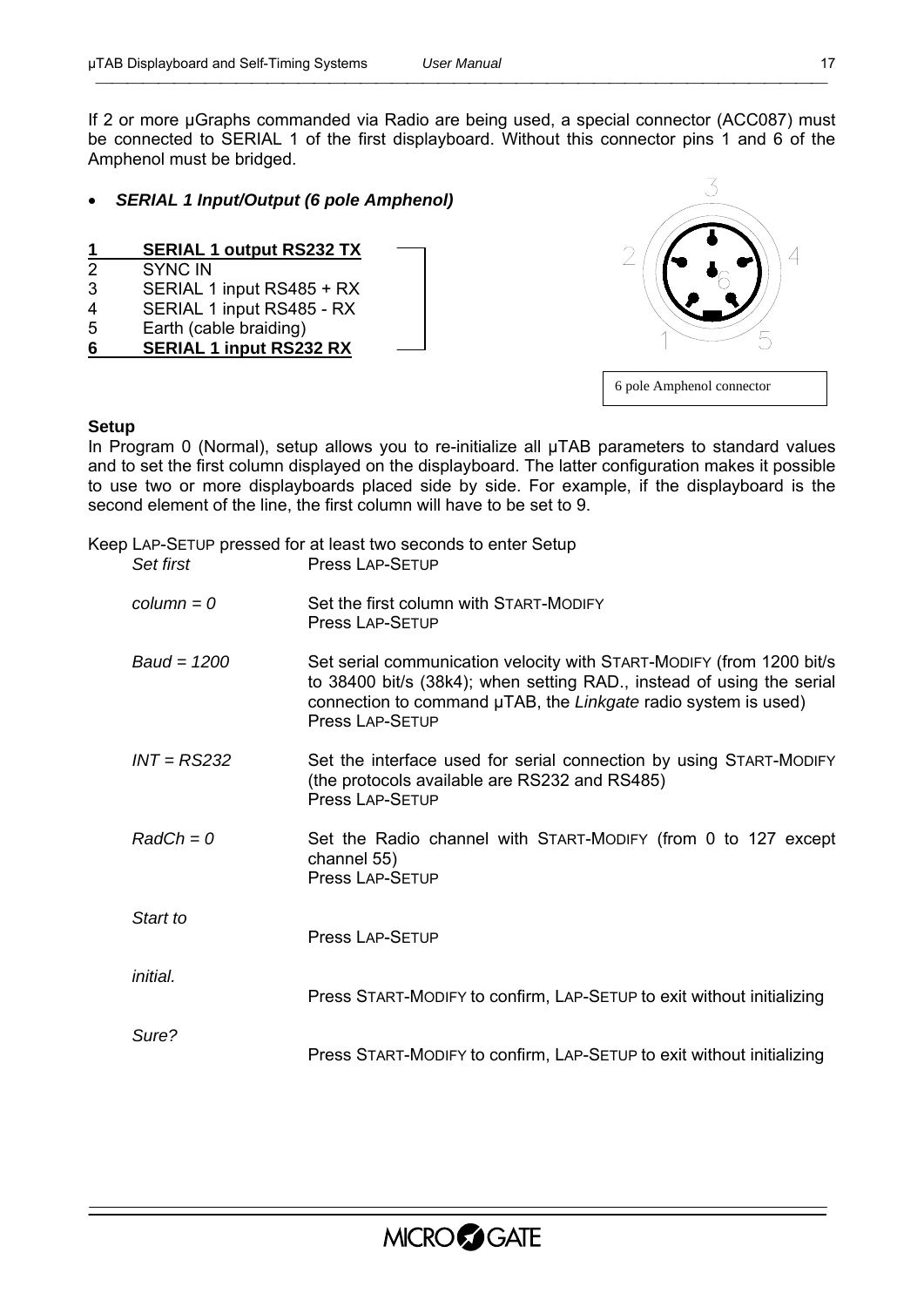If 2 or more µGraphs commanded via Radio are being used, a special connector (ACC087) must be connected to SERIAL 1 of the first displayboard. Without this connector pins 1 and 6 of the Amphenol must be bridged.

- ***SERIAL 1 Input/Output (6 pole Amphenol)***

| | |
|---|---|
| **1** | **SERIAL 1 output RS232 TX** |
| 2 | SYNC IN |
| 3 | SERIAL 1 input RS485 + RX |
| 4 | SERIAL 1 input RS485 - RX |
| 5 | Earth (cable braiding) |
| **6** | **SERIAL 1 input RS232 RX** |

6 pole Amphenol connector

**Setup**

In Program 0 (Normal), setup allows you to re-initialize all µTAB parameters to standard values and to set the first column displayed on the displayboard. The latter configuration makes it possible to use two or more displayboards placed side by side. For example, if the displayboard is the second element of the line, the first column will have to be set to 9.

Keep LAP-SETUP pressed for at least two seconds to enter Setup

| | |
|---|---|
| *Set first* | Press LAP-SETUP |
| *column = 0* | Set the first column with START-MODIFY<br>Press LAP-SETUP |
| *Baud = 1200* | Set serial communication velocity with START-MODIFY (from 1200 bit/s to 38400 bit/s (38k4); when setting RAD., instead of using the serial connection to command µTAB, the *Linkgate* radio system is used)<br>Press LAP-SETUP |
| *INT = RS232* | Set the interface used for serial connection by using START-MODIFY (the protocols available are RS232 and RS485)<br>Press LAP-SETUP |
| *RadCh = 0* | Set the Radio channel with START-MODIFY (from 0 to 127 except channel 55)<br>Press LAP-SETUP |
| *Start to* | Press LAP-SETUP |
| *initial.* | Press START-MODIFY to confirm, LAP-SETUP to exit without initializing |
| *Sure?* | Press START-MODIFY to confirm, LAP-SETUP to exit without initializing |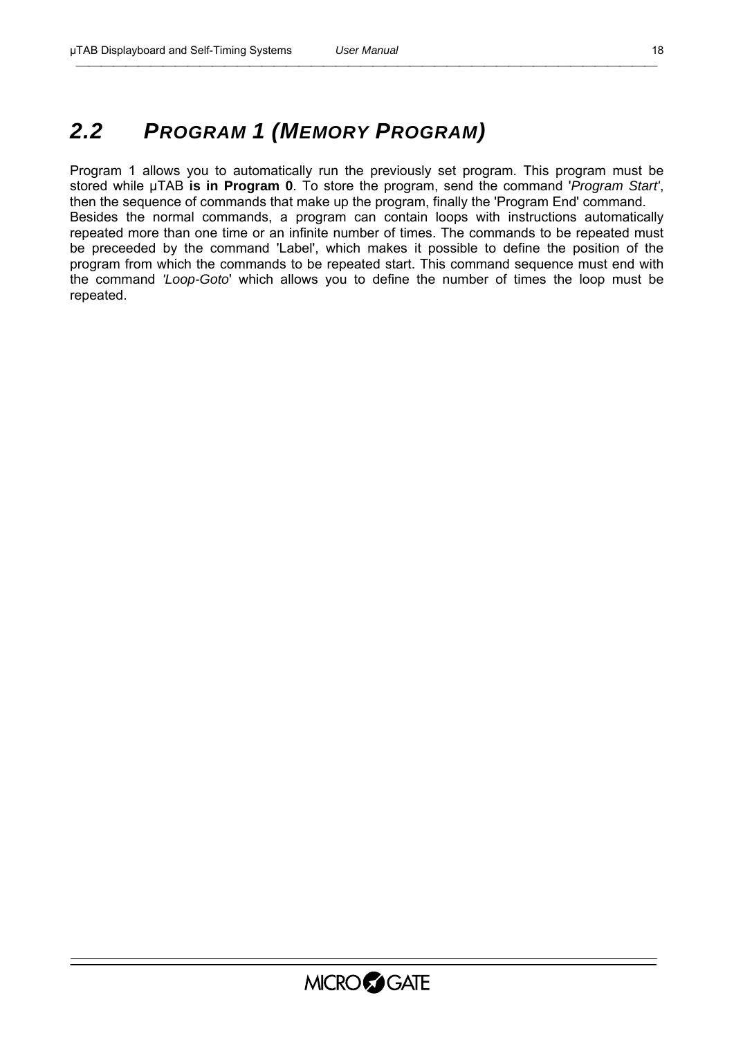## *2.2 PROGRAM 1 (MEMORY PROGRAM)*

Program 1 allows you to automatically run the previously set program. This program must be stored while µTAB **is in Program 0**. To store the program, send the command '*Program Start*', then the sequence of commands that make up the program, finally the 'Program End' command.
Besides the normal commands, a program can contain loops with instructions automatically repeated more than one time or an infinite number of times. The commands to be repeated must be preceeded by the command 'Label', which makes it possible to define the position of the program from which the commands to be repeated start. This command sequence must end with the command '*Loop-Goto*' which allows you to define the number of times the loop must be repeated.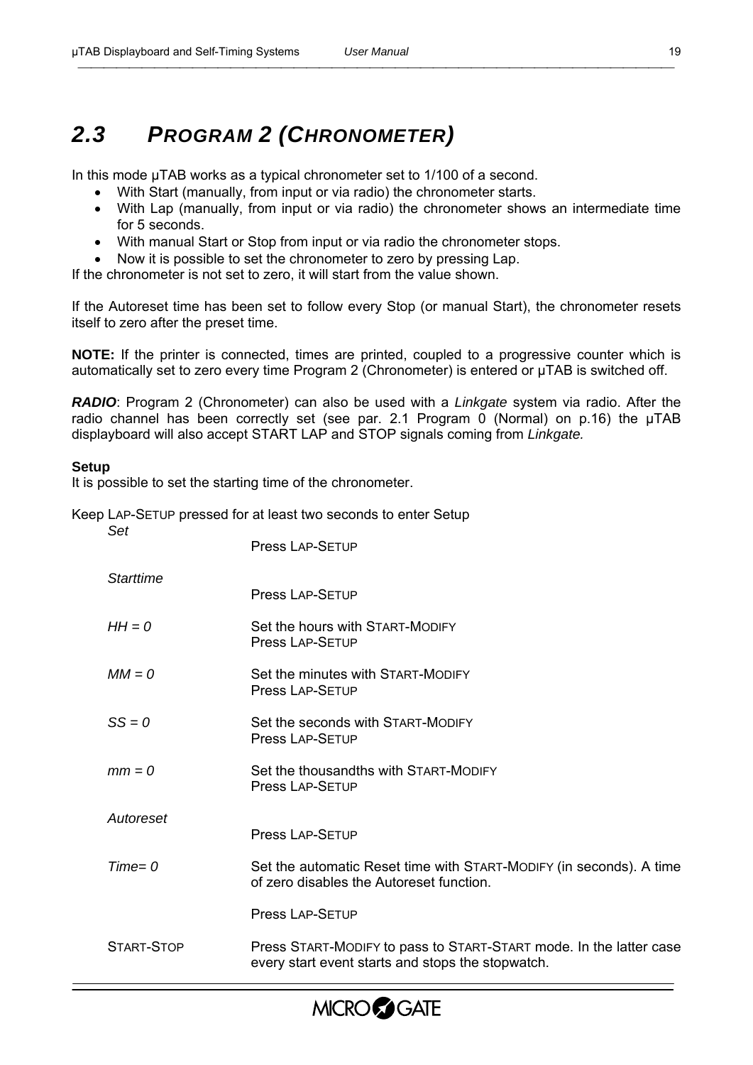## 2.3 PROGRAM 2 (CHRONOMETER)

In this mode µTAB works as a typical chronometer set to 1/100 of a second.

- With Start (manually, from input or via radio) the chronometer starts.
- With Lap (manually, from input or via radio) the chronometer shows an intermediate time for 5 seconds.
- With manual Start or Stop from input or via radio the chronometer stops.
- Now it is possible to set the chronometer to zero by pressing Lap.

If the chronometer is not set to zero, it will start from the value shown.

If the Autoreset time has been set to follow every Stop (or manual Start), the chronometer resets itself to zero after the preset time.

**NOTE:** If the printer is connected, times are printed, coupled to a progressive counter which is automatically set to zero every time Program 2 (Chronometer) is entered or µTAB is switched off.

***RADIO***: Program 2 (Chronometer) can also be used with a *Linkgate* system via radio. After the radio channel has been correctly set (see par. 2.1 Program 0 (Normal) on p.16) the µTAB displayboard will also accept START LAP and STOP signals coming from *Linkgate.*

**Setup**

It is possible to set the starting time of the chronometer.

Keep LAP-SETUP pressed for at least two seconds to enter Setup

| | |
|---|---|
| *Set* | Press LAP-SETUP |
| *Starttime* | Press LAP-SETUP |
| *HH = 0* | Set the hours with START-MODIFY<br>Press LAP-SETUP |
| *MM = 0* | Set the minutes with START-MODIFY<br>Press LAP-SETUP |
| *SS = 0* | Set the seconds with START-MODIFY<br>Press LAP-SETUP |
| *mm = 0* | Set the thousandths with START-MODIFY<br>Press LAP-SETUP |
| *Autoreset* | Press LAP-SETUP |
| *Time= 0* | Set the automatic Reset time with START-MODIFY (in seconds). A time of zero disables the Autoreset function.<br><br>Press LAP-SETUP |
| START-STOP | Press START-MODIFY to pass to START-START mode. In the latter case every start event starts and stops the stopwatch. |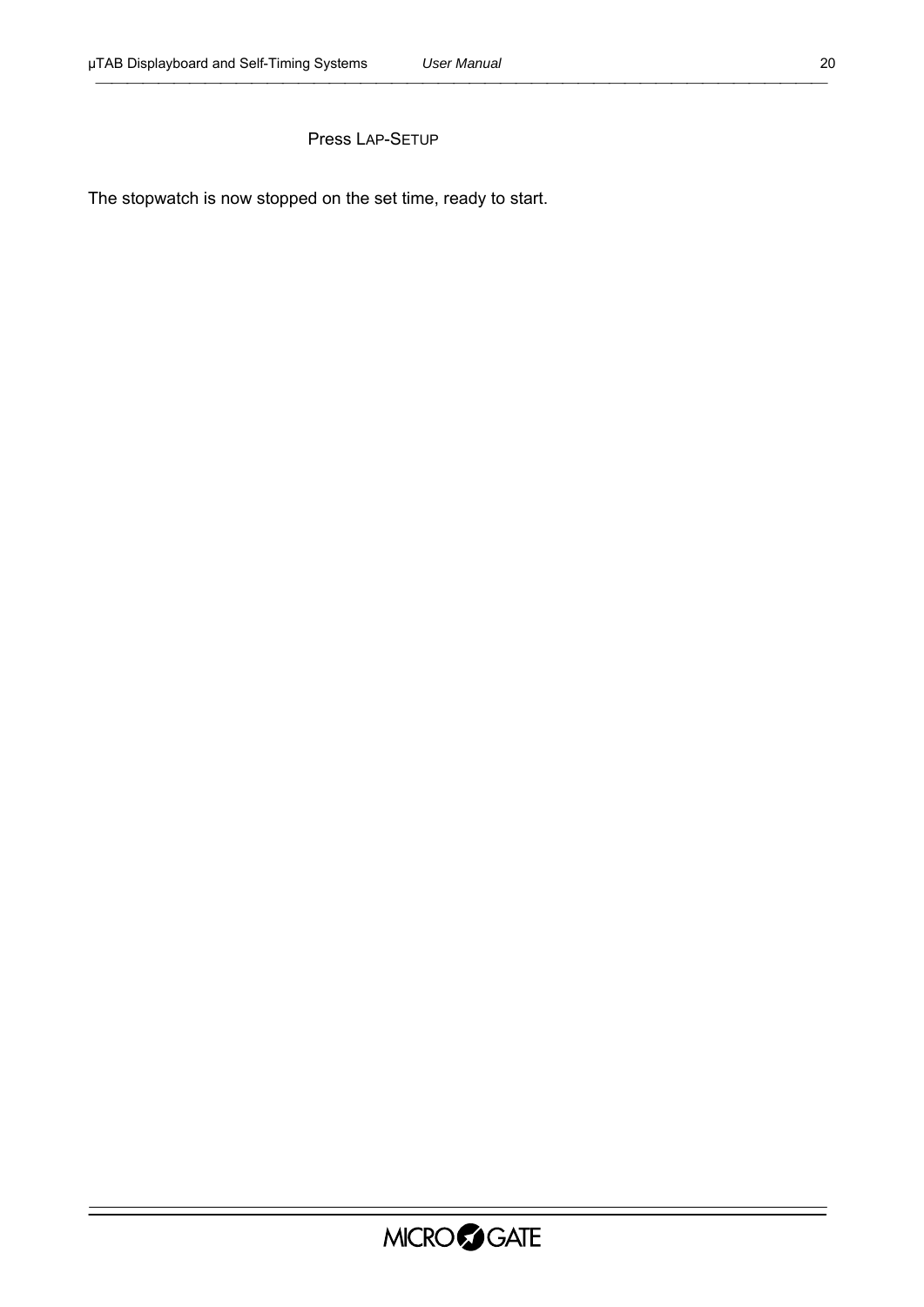Press LAP-SETUP

The stopwatch is now stopped on the set time, ready to start.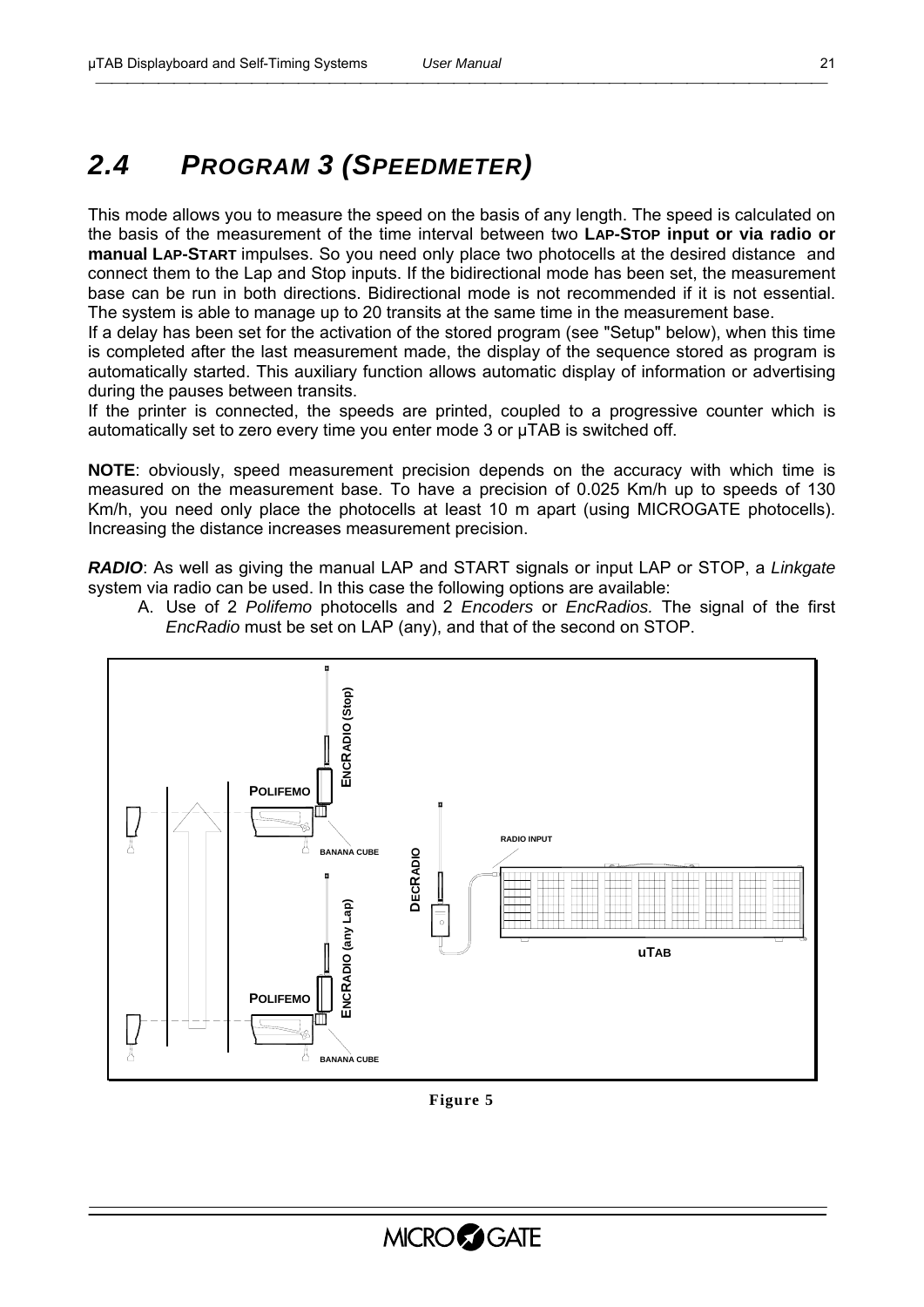## *2.4 PROGRAM 3 (SPEEDMETER)*

This mode allows you to measure the speed on the basis of any length. The speed is calculated on the basis of the measurement of the time interval between two **LAP-STOP input or via radio or manual LAP-START** impulses. So you need only place two photocells at the desired distance and connect them to the Lap and Stop inputs. If the bidirectional mode has been set, the measurement base can be run in both directions. Bidirectional mode is not recommended if it is not essential. The system is able to manage up to 20 transits at the same time in the measurement base.

If a delay has been set for the activation of the stored program (see "Setup" below), when this time is completed after the last measurement made, the display of the sequence stored as program is automatically started. This auxiliary function allows automatic display of information or advertising during the pauses between transits.

If the printer is connected, the speeds are printed, coupled to a progressive counter which is automatically set to zero every time you enter mode 3 or µTAB is switched off.

**NOTE**: obviously, speed measurement precision depends on the accuracy with which time is measured on the measurement base. To have a precision of 0.025 Km/h up to speeds of 130 Km/h, you need only place the photocells at least 10 m apart (using MICROGATE photocells). Increasing the distance increases measurement precision.

***RADIO***: As well as giving the manual LAP and START signals or input LAP or STOP, a *Linkgate* system via radio can be used. In this case the following options are available:

A. Use of 2 *Polifemo* photocells and 2 *Encoders* or *EncRadios*. The signal of the first *EncRadio* must be set on LAP (any), and that of the second on STOP.

**Figure 5**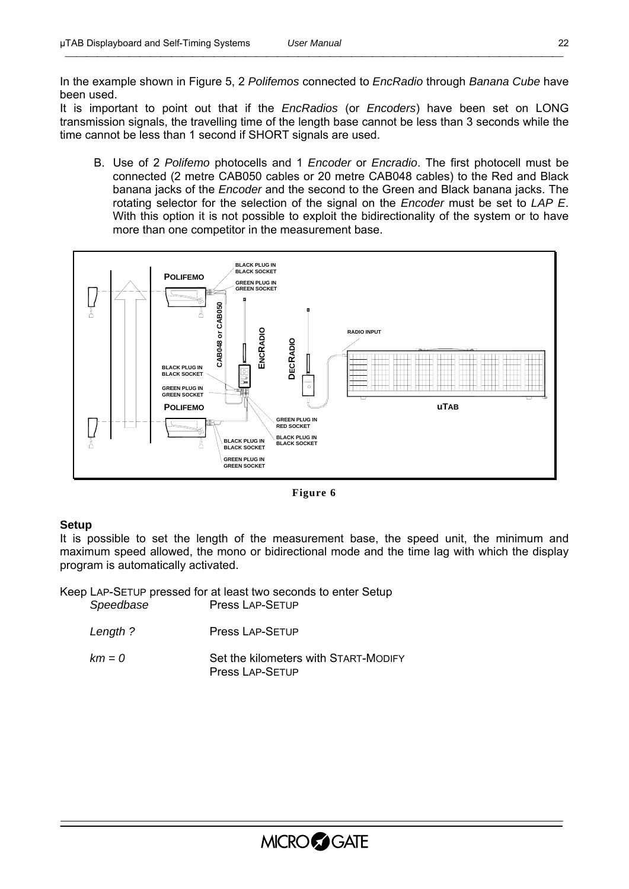In the example shown in Figure 5, 2 *Polifemos* connected to *EncRadio* through *Banana Cube* have been used.

It is important to point out that if the *EncRadios* (or *Encoders*) have been set on LONG transmission signals, the travelling time of the length base cannot be less than 3 seconds while the time cannot be less than 1 second if SHORT signals are used.

B. Use of 2 *Polifemo* photocells and 1 *Encoder* or *Encradio*. The first photocell must be connected (2 metre CAB050 cables or 20 metre CAB048 cables) to the Red and Black banana jacks of the *Encoder* and the second to the Green and Black banana jacks. The rotating selector for the selection of the signal on the *Encoder* must be set to *LAP E*. With this option it is not possible to exploit the bidirectionality of the system or to have more than one competitor in the measurement base.

**Figure 6**

### Setup

It is possible to set the length of the measurement base, the speed unit, the minimum and maximum speed allowed, the mono or bidirectional mode and the time lag with which the display program is automatically activated.

Keep LAP-SETUP pressed for at least two seconds to enter Setup

| | |
|---|---|
| *Speedbase* | Press LAP-SETUP |
| *Length ?* | Press LAP-SETUP |
| *km = 0* | Set the kilometers with START-MODIFY<br>Press LAP-SETUP |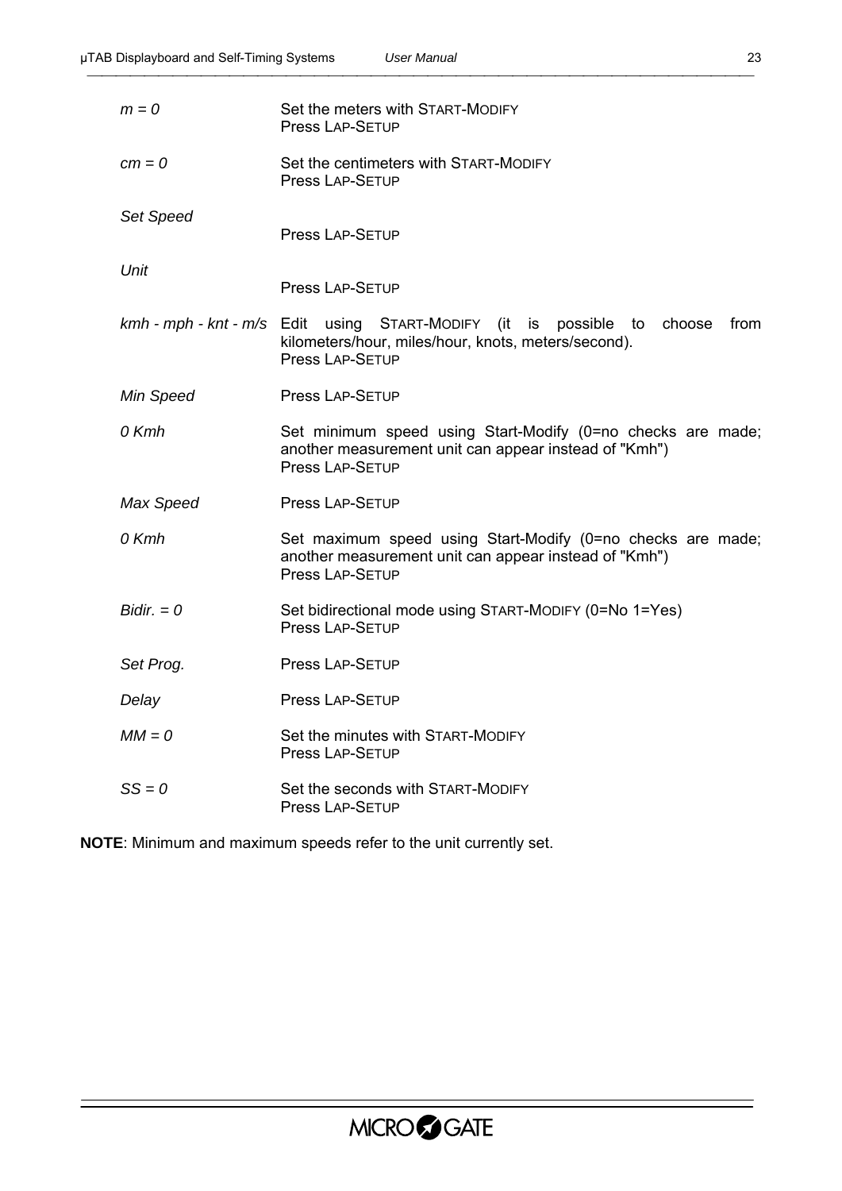| | |
|---|---|
| *m = 0* | Set the meters with START-MODIFY<br>Press LAP-SETUP |
| *cm = 0* | Set the centimeters with START-MODIFY<br>Press LAP-SETUP |
| *Set Speed* | Press LAP-SETUP |
| *Unit* | Press LAP-SETUP |
| *kmh - mph - knt - m/s* | Edit using START-MODIFY (it is possible to choose from kilometers/hour, miles/hour, knots, meters/second).<br>Press LAP-SETUP |
| *Min Speed* | Press LAP-SETUP |
| *0 Kmh* | Set minimum speed using Start-Modify (0=no checks are made; another measurement unit can appear instead of "Kmh")<br>Press LAP-SETUP |
| *Max Speed* | Press LAP-SETUP |
| *0 Kmh* | Set maximum speed using Start-Modify (0=no checks are made; another measurement unit can appear instead of "Kmh")<br>Press LAP-SETUP |
| *Bidir. = 0* | Set bidirectional mode using START-MODIFY (0=No 1=Yes)<br>Press LAP-SETUP |
| *Set Prog.* | Press LAP-SETUP |
| *Delay* | Press LAP-SETUP |
| *MM = 0* | Set the minutes with START-MODIFY<br>Press LAP-SETUP |
| *SS = 0* | Set the seconds with START-MODIFY<br>Press LAP-SETUP |

**NOTE**: Minimum and maximum speeds refer to the unit currently set.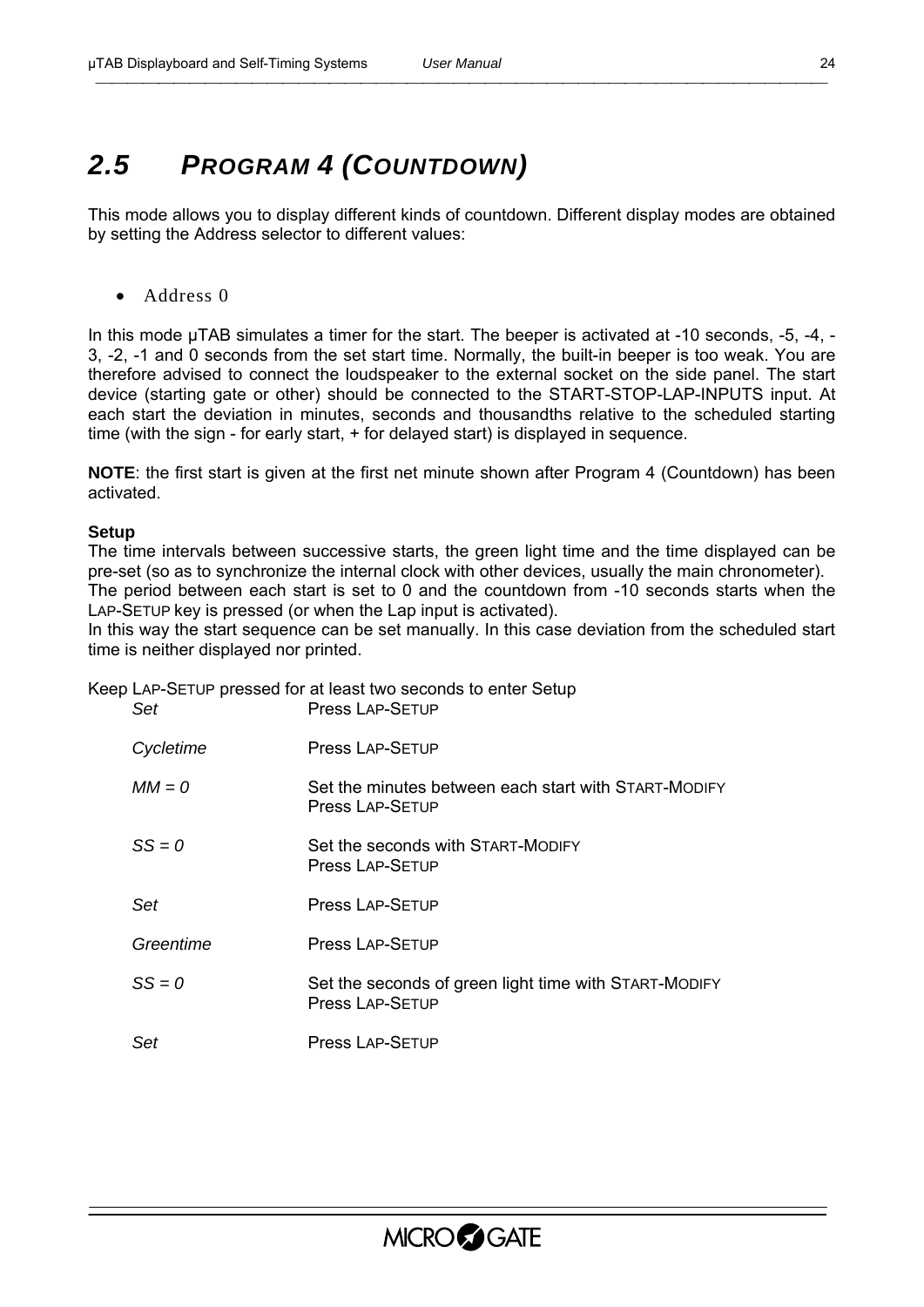## 2.5 PROGRAM 4 (COUNTDOWN)

This mode allows you to display different kinds of countdown. Different display modes are obtained by setting the Address selector to different values:

- Address 0

In this mode µTAB simulates a timer for the start. The beeper is activated at -10 seconds, -5, -4, -3, -2, -1 and 0 seconds from the set start time. Normally, the built-in beeper is too weak. You are therefore advised to connect the loudspeaker to the external socket on the side panel. The start device (starting gate or other) should be connected to the START-STOP-LAP-INPUTS input. At each start the deviation in minutes, seconds and thousandths relative to the scheduled starting time (with the sign - for early start, + for delayed start) is displayed in sequence.

**NOTE**: the first start is given at the first net minute shown after Program 4 (Countdown) has been activated.

**Setup**

The time intervals between successive starts, the green light time and the time displayed can be pre-set (so as to synchronize the internal clock with other devices, usually the main chronometer).
The period between each start is set to 0 and the countdown from -10 seconds starts when the LAP-SETUP key is pressed (or when the Lap input is activated).
In this way the start sequence can be set manually. In this case deviation from the scheduled start time is neither displayed nor printed.

Keep LAP-SETUP pressed for at least two seconds to enter Setup

| | |
|---|---|
| *Set* | Press LAP-SETUP |
| *Cycletime* | Press LAP-SETUP |
| *MM = 0* | Set the minutes between each start with START-MODIFY<br>Press LAP-SETUP |
| *SS = 0* | Set the seconds with START-MODIFY<br>Press LAP-SETUP |
| *Set* | Press LAP-SETUP |
| *Greentime* | Press LAP-SETUP |
| *SS = 0* | Set the seconds of green light time with START-MODIFY<br>Press LAP-SETUP |
| *Set* | Press LAP-SETUP |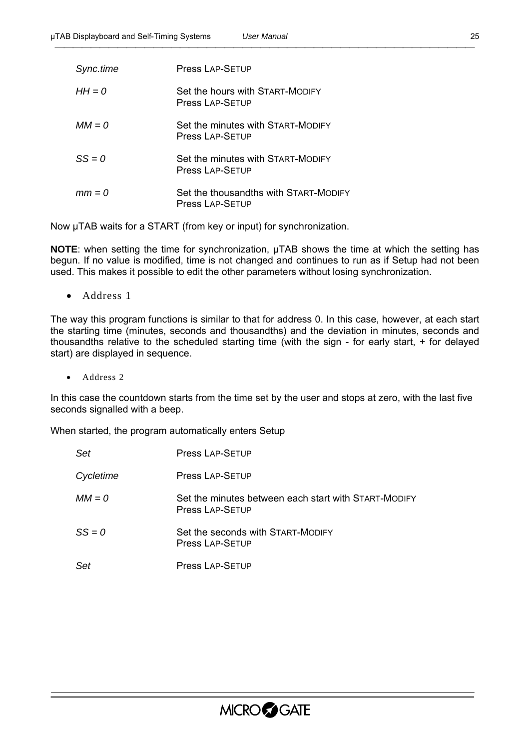| | |
|---|---|
| *Sync.time* | Press LAP-SETUP |
| *HH = 0* | Set the hours with START-MODIFY<br>Press LAP-SETUP |
| *MM = 0* | Set the minutes with START-MODIFY<br>Press LAP-SETUP |
| *SS = 0* | Set the minutes with START-MODIFY<br>Press LAP-SETUP |
| *mm = 0* | Set the thousandths with START-MODIFY<br>Press LAP-SETUP |

Now µTAB waits for a START (from key or input) for synchronization.

**NOTE**: when setting the time for synchronization, µTAB shows the time at which the setting has begun. If no value is modified, time is not changed and continues to run as if Setup had not been used. This makes it possible to edit the other parameters without losing synchronization.

- Address 1

The way this program functions is similar to that for address 0. In this case, however, at each start the starting time (minutes, seconds and thousandths) and the deviation in minutes, seconds and thousandths relative to the scheduled starting time (with the sign - for early start, + for delayed start) are displayed in sequence.

- Address 2

In this case the countdown starts from the time set by the user and stops at zero, with the last five seconds signalled with a beep.

When started, the program automatically enters Setup

| | |
|---|---|
| *Set* | Press LAP-SETUP |
| *Cycletime* | Press LAP-SETUP |
| *MM = 0* | Set the minutes between each start with START-MODIFY<br>Press LAP-SETUP |
| *SS = 0* | Set the seconds with START-MODIFY<br>Press LAP-SETUP |
| *Set* | Press LAP-SETUP |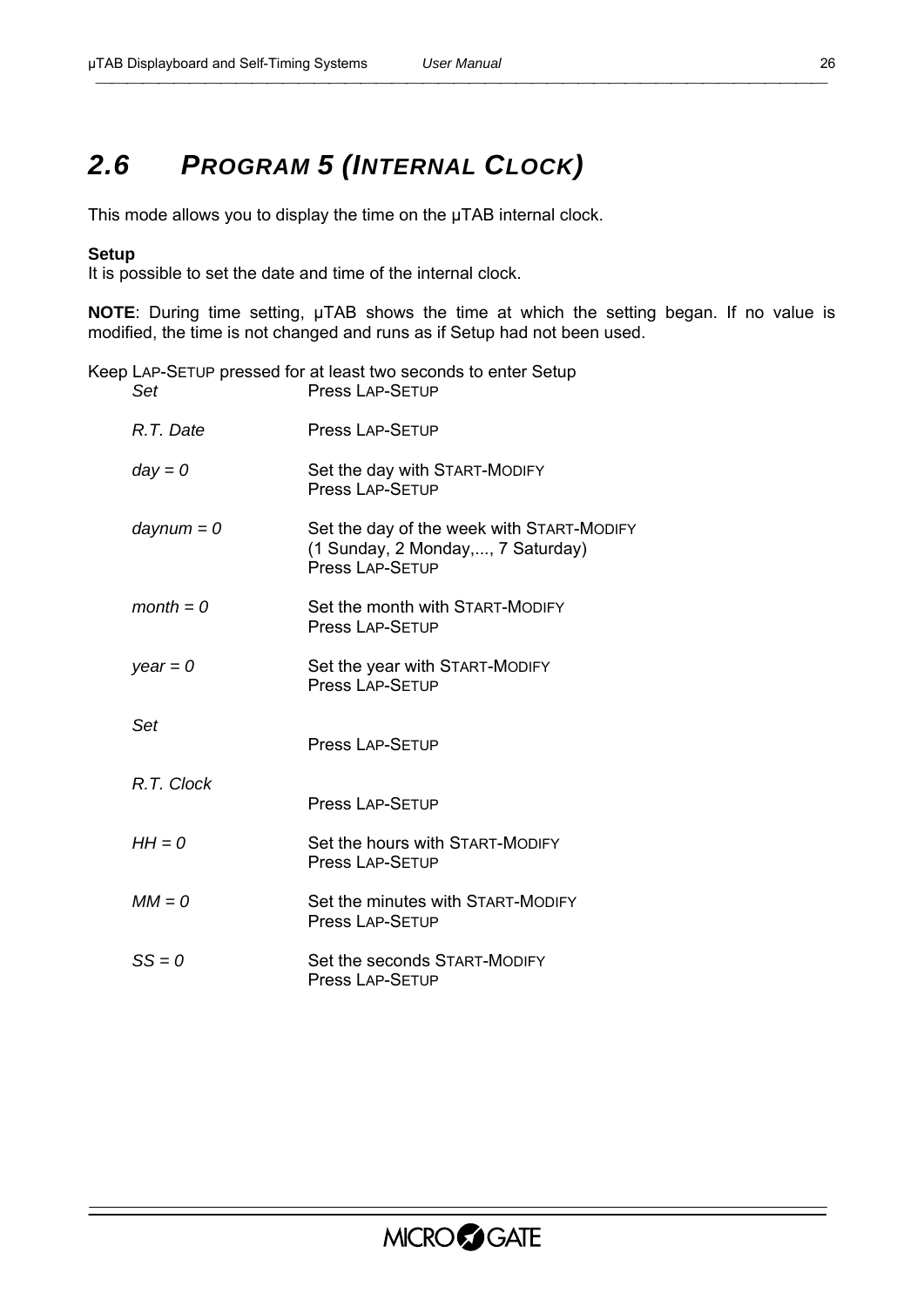## 2.6 PROGRAM 5 (INTERNAL CLOCK)

This mode allows you to display the time on the µTAB internal clock.

**Setup**
It is possible to set the date and time of the internal clock.

**NOTE**: During time setting, µTAB shows the time at which the setting began. If no value is modified, the time is not changed and runs as if Setup had not been used.

Keep LAP-SETUP pressed for at least two seconds to enter Setup

| | |
|---|---|
| *Set* | Press LAP-SETUP |
| *R.T. Date* | Press LAP-SETUP |
| *day = 0* | Set the day with START-MODIFY<br>Press LAP-SETUP |
| *daynum = 0* | Set the day of the week with START-MODIFY<br>(1 Sunday, 2 Monday,..., 7 Saturday)<br>Press LAP-SETUP |
| *month = 0* | Set the month with START-MODIFY<br>Press LAP-SETUP |
| *year = 0* | Set the year with START-MODIFY<br>Press LAP-SETUP |
| *Set* | Press LAP-SETUP |
| *R.T. Clock* | Press LAP-SETUP |
| *HH = 0* | Set the hours with START-MODIFY<br>Press LAP-SETUP |
| *MM = 0* | Set the minutes with START-MODIFY<br>Press LAP-SETUP |
| *SS = 0* | Set the seconds START-MODIFY<br>Press LAP-SETUP |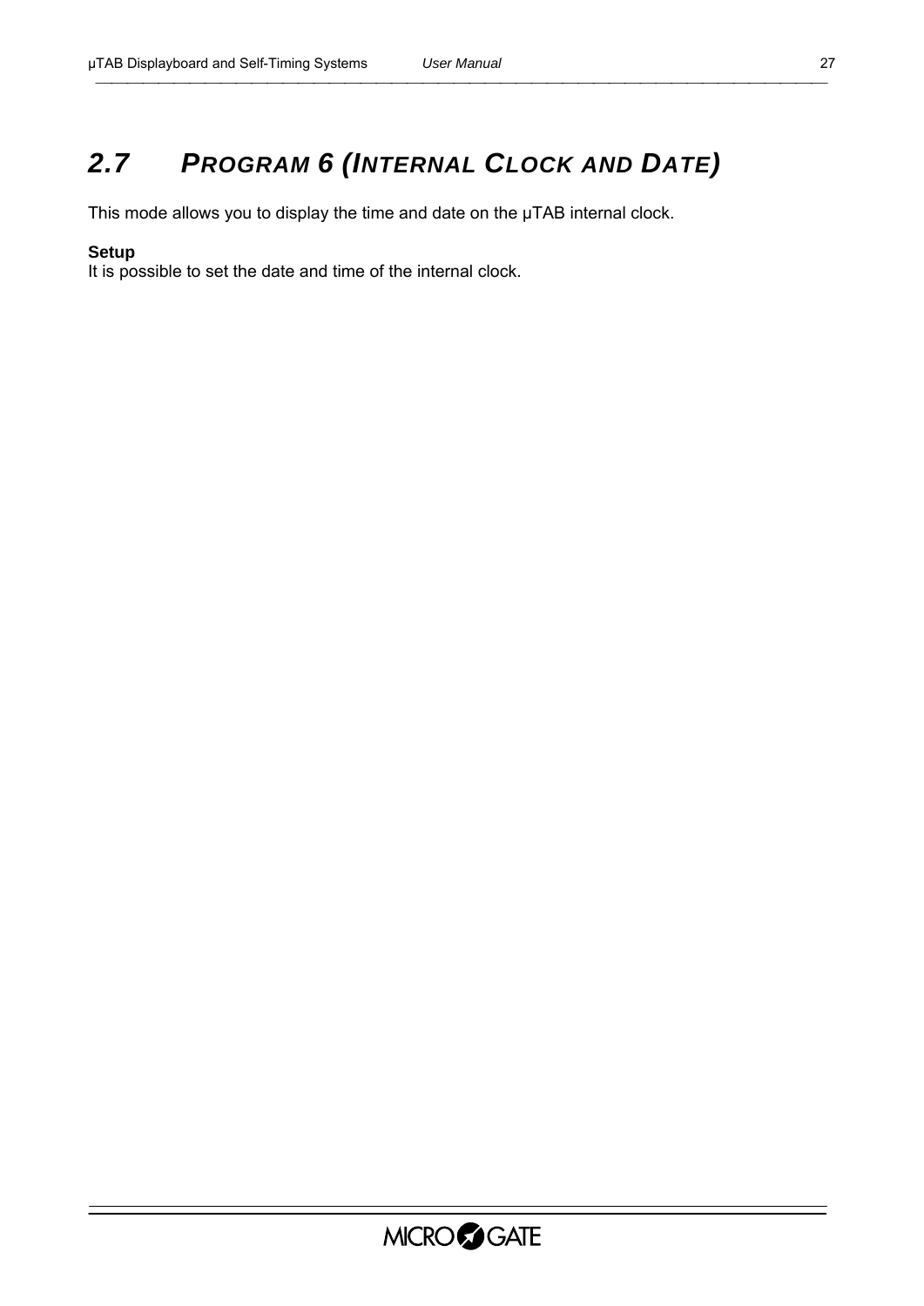## 2.7 PROGRAM 6 (INTERNAL CLOCK AND DATE)

This mode allows you to display the time and date on the µTAB internal clock.

**Setup**
It is possible to set the date and time of the internal clock.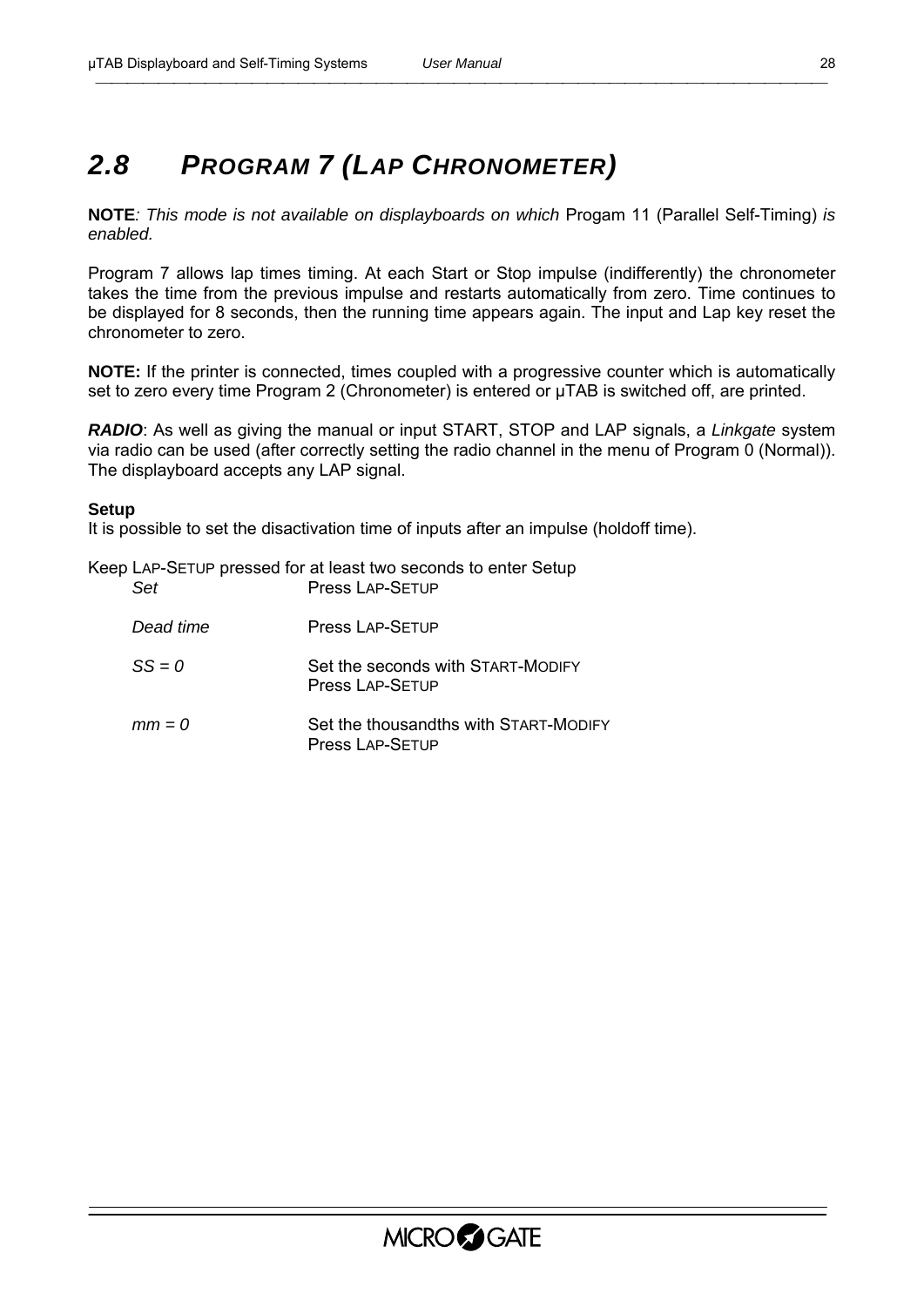## 2.8 PROGRAM 7 (LAP CHRONOMETER)

**NOTE**: *This mode is not available on displayboards on which* Progam 11 (Parallel Self-Timing) *is enabled.*

Program 7 allows lap times timing. At each Start or Stop impulse (indifferently) the chronometer takes the time from the previous impulse and restarts automatically from zero. Time continues to be displayed for 8 seconds, then the running time appears again. The input and Lap key reset the chronometer to zero.

**NOTE:** If the printer is connected, times coupled with a progressive counter which is automatically set to zero every time Program 2 (Chronometer) is entered or µTAB is switched off, are printed.

***RADIO***: As well as giving the manual or input START, STOP and LAP signals, a *Linkgate* system via radio can be used (after correctly setting the radio channel in the menu of Program 0 (Normal)). The displayboard accepts any LAP signal.

**Setup**

It is possible to set the disactivation time of inputs after an impulse (holdoff time).

Keep LAP-SETUP pressed for at least two seconds to enter Setup

| | |
|---|---|
| *Set* | Press LAP-SETUP |
| *Dead time* | Press LAP-SETUP |
| *SS = 0* | Set the seconds with START-MODIFY<br>Press LAP-SETUP |
| *mm = 0* | Set the thousandths with START-MODIFY<br>Press LAP-SETUP |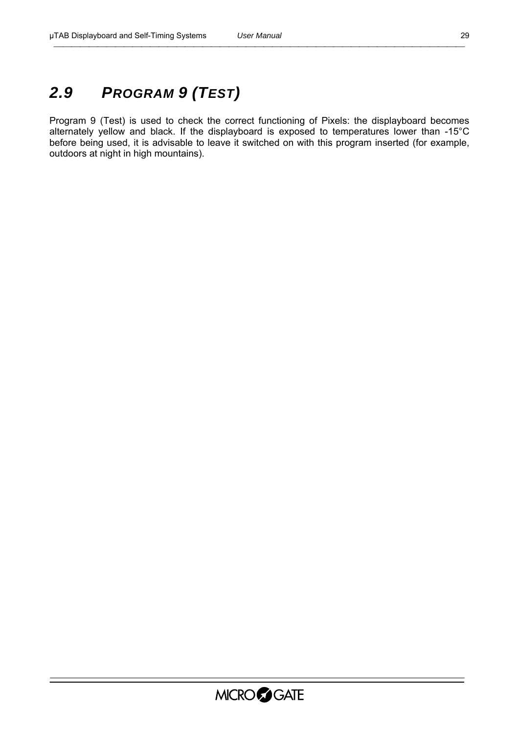## 2.9 PROGRAM 9 (TEST)

Program 9 (Test) is used to check the correct functioning of Pixels: the displayboard becomes alternately yellow and black. If the displayboard is exposed to temperatures lower than -15°C before being used, it is advisable to leave it switched on with this program inserted (for example, outdoors at night in high mountains).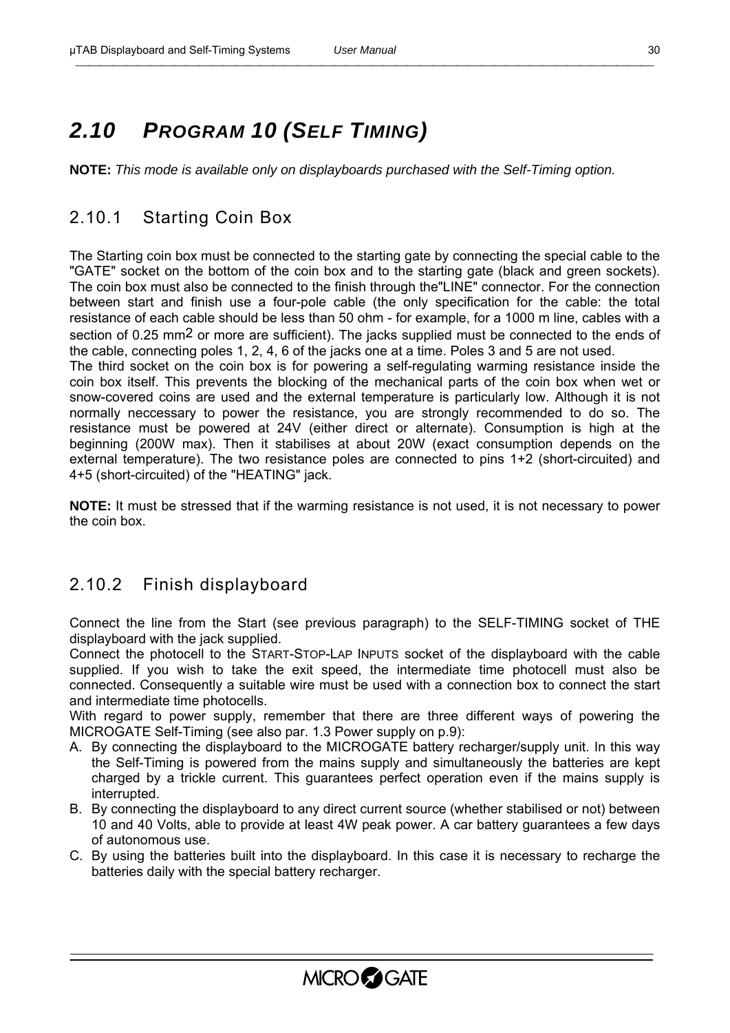## 2.10 PROGRAM 10 (SELF TIMING)

**NOTE:** *This mode is available only on displayboards purchased with the Self-Timing option.*

### 2.10.1 Starting Coin Box

The Starting coin box must be connected to the starting gate by connecting the special cable to the "GATE" socket on the bottom of the coin box and to the starting gate (black and green sockets). The coin box must also be connected to the finish through the"LINE" connector. For the connection between start and finish use a four-pole cable (the only specification for the cable: the total resistance of each cable should be less than 50 ohm - for example, for a 1000 m line, cables with a section of 0.25 $mm^2$ or more are sufficient). The jacks supplied must be connected to the ends of the cable, connecting poles 1, 2, 4, 6 of the jacks one at a time. Poles 3 and 5 are not used.
The third socket on the coin box is for powering a self-regulating warming resistance inside the coin box itself. This prevents the blocking of the mechanical parts of the coin box when wet or snow-covered coins are used and the external temperature is particularly low. Although it is not normally neccessary to power the resistance, you are strongly recommended to do so. The resistance must be powered at 24V (either direct or alternate). Consumption is high at the beginning (200W max). Then it stabilises at about 20W (exact consumption depends on the external temperature). The two resistance poles are connected to pins 1+2 (short-circuited) and 4+5 (short-circuited) of the "HEATING" jack.

**NOTE:** It must be stressed that if the warming resistance is not used, it is not necessary to power the coin box.

### 2.10.2 Finish displayboard

Connect the line from the Start (see previous paragraph) to the SELF-TIMING socket of THE displayboard with the jack supplied.
Connect the photocell to the START-STOP-LAP INPUTS socket of the displayboard with the cable supplied. If you wish to take the exit speed, the intermediate time photocell must also be connected. Consequently a suitable wire must be used with a connection box to connect the start and intermediate time photocells.
With regard to power supply, remember that there are three different ways of powering the MICROGATE Self-Timing (see also par. 1.3 Power supply on p.9):

A. By connecting the displayboard to the MICROGATE battery recharger/supply unit. In this way the Self-Timing is powered from the mains supply and simultaneously the batteries are kept charged by a trickle current. This guarantees perfect operation even if the mains supply is interrupted.
B. By connecting the displayboard to any direct current source (whether stabilised or not) between 10 and 40 Volts, able to provide at least 4W peak power. A car battery guarantees a few days of autonomous use.
C. By using the batteries built into the displayboard. In this case it is necessary to recharge the batteries daily with the special battery recharger.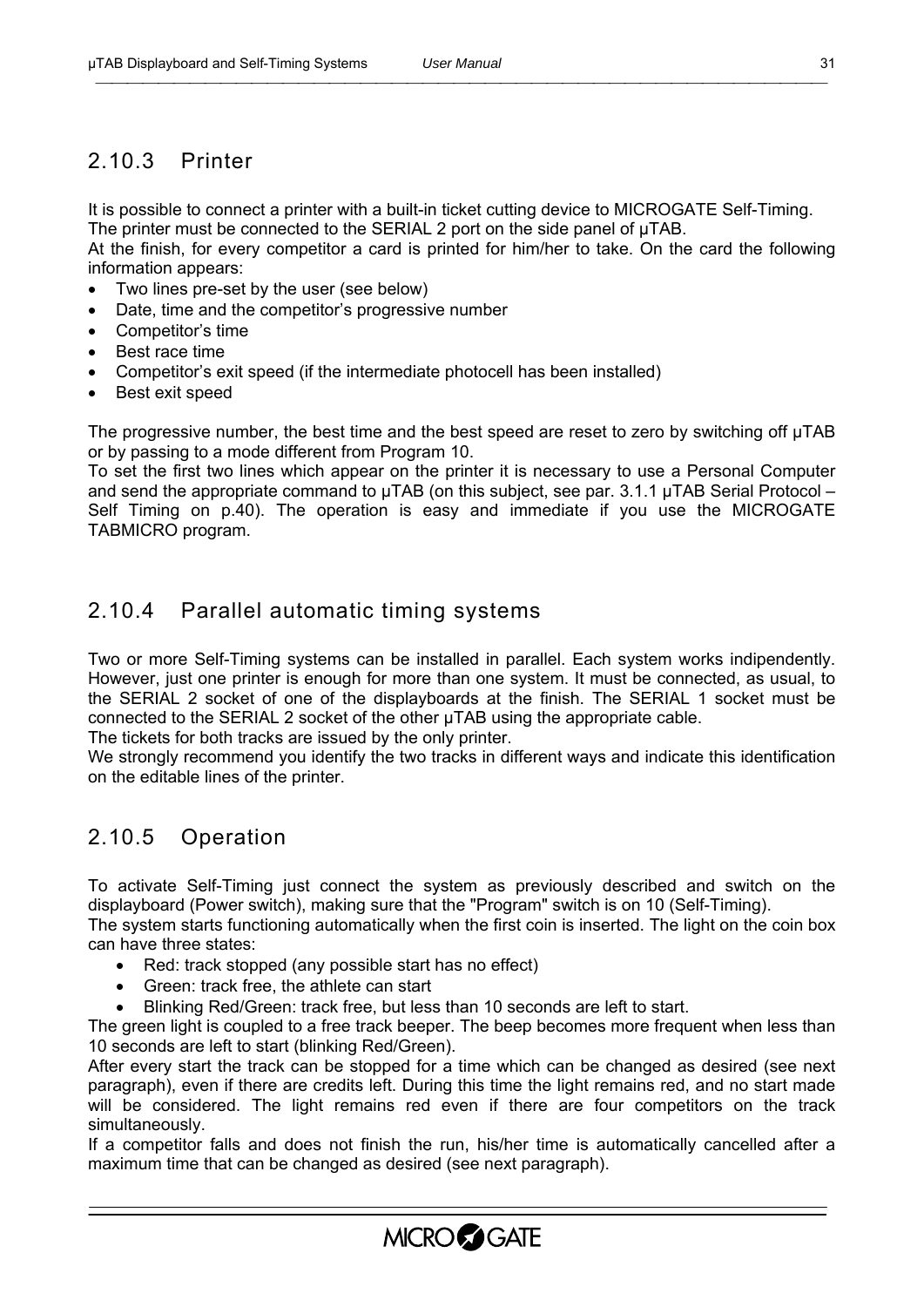## 2.10.3 Printer

It is possible to connect a printer with a built-in ticket cutting device to MICROGATE Self-Timing. The printer must be connected to the SERIAL 2 port on the side panel of µTAB.
At the finish, for every competitor a card is printed for him/her to take. On the card the following information appears:

- Two lines pre-set by the user (see below)
- Date, time and the competitor's progressive number
- Competitor's time
- Best race time
- Competitor's exit speed (if the intermediate photocell has been installed)
- Best exit speed

The progressive number, the best time and the best speed are reset to zero by switching off µTAB or by passing to a mode different from Program 10.
To set the first two lines which appear on the printer it is necessary to use a Personal Computer and send the appropriate command to µTAB (on this subject, see par. 3.1.1 µTAB Serial Protocol – Self Timing on p.40). The operation is easy and immediate if you use the MICROGATE TABMICRO program.

## 2.10.4 Parallel automatic timing systems

Two or more Self-Timing systems can be installed in parallel. Each system works indipendently. However, just one printer is enough for more than one system. It must be connected, as usual, to the SERIAL 2 socket of one of the displayboards at the finish. The SERIAL 1 socket must be connected to the SERIAL 2 socket of the other µTAB using the appropriate cable.
The tickets for both tracks are issued by the only printer.
We strongly recommend you identify the two tracks in different ways and indicate this identification on the editable lines of the printer.

## 2.10.5 Operation

To activate Self-Timing just connect the system as previously described and switch on the displayboard (Power switch), making sure that the "Program" switch is on 10 (Self-Timing).
The system starts functioning automatically when the first coin is inserted. The light on the coin box can have three states:

- Red: track stopped (any possible start has no effect)
- Green: track free, the athlete can start
- Blinking Red/Green: track free, but less than 10 seconds are left to start.

The green light is coupled to a free track beeper. The beep becomes more frequent when less than 10 seconds are left to start (blinking Red/Green).
After every start the track can be stopped for a time which can be changed as desired (see next paragraph), even if there are credits left. During this time the light remains red, and no start made will be considered. The light remains red even if there are four competitors on the track simultaneously.
If a competitor falls and does not finish the run, his/her time is automatically cancelled after a maximum time that can be changed as desired (see next paragraph).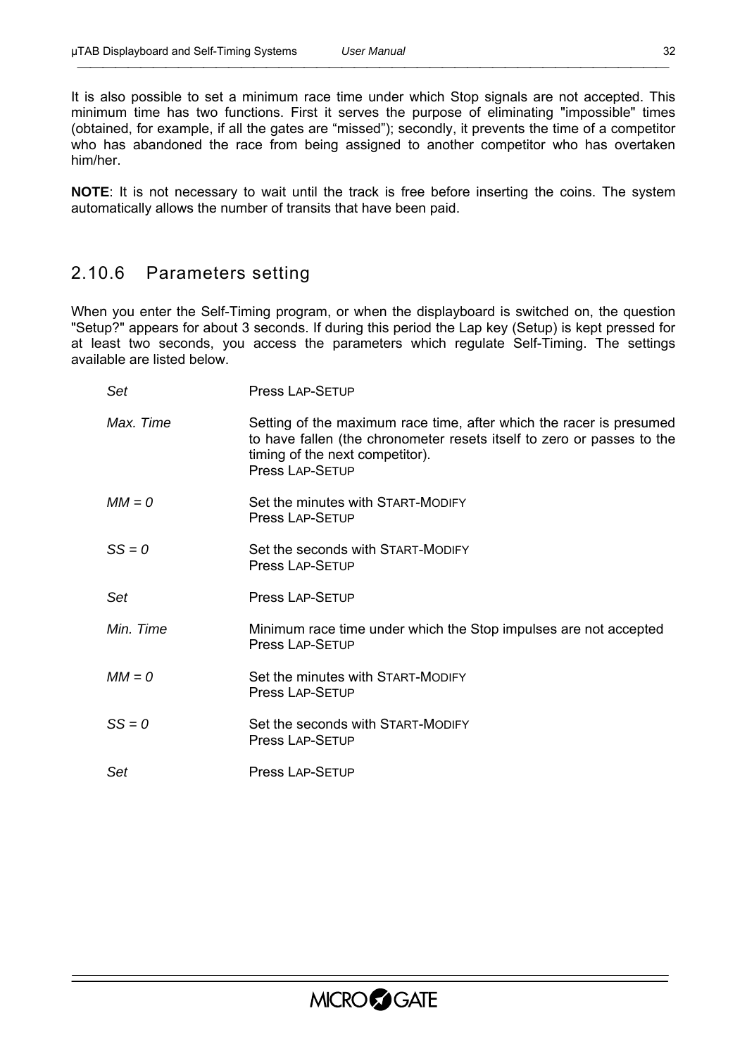It is also possible to set a minimum race time under which Stop signals are not accepted. This minimum time has two functions. First it serves the purpose of eliminating "impossible" times (obtained, for example, if all the gates are “missed”); secondly, it prevents the time of a competitor who has abandoned the race from being assigned to another competitor who has overtaken him/her.

**NOTE**: It is not necessary to wait until the track is free before inserting the coins. The system automatically allows the number of transits that have been paid.

## 2.10.6 Parameters setting

When you enter the Self-Timing program, or when the displayboard is switched on, the question "Setup?" appears for about 3 seconds. If during this period the Lap key (Setup) is kept pressed for at least two seconds, you access the parameters which regulate Self-Timing. The settings available are listed below.

| | |
|---|---|
| *Set* | Press LAP-SETUP |
| *Max. Time* | Setting of the maximum race time, after which the racer is presumed to have fallen (the chronometer resets itself to zero or passes to the timing of the next competitor).<br>Press LAP-SETUP |
| *MM = 0* | Set the minutes with START-MODIFY<br>Press LAP-SETUP |
| *SS = 0* | Set the seconds with START-MODIFY<br>Press LAP-SETUP |
| *Set* | Press LAP-SETUP |
| *Min. Time* | Minimum race time under which the Stop impulses are not accepted<br>Press LAP-SETUP |
| *MM = 0* | Set the minutes with START-MODIFY<br>Press LAP-SETUP |
| *SS = 0* | Set the seconds with START-MODIFY<br>Press LAP-SETUP |
| *Set* | Press LAP-SETUP |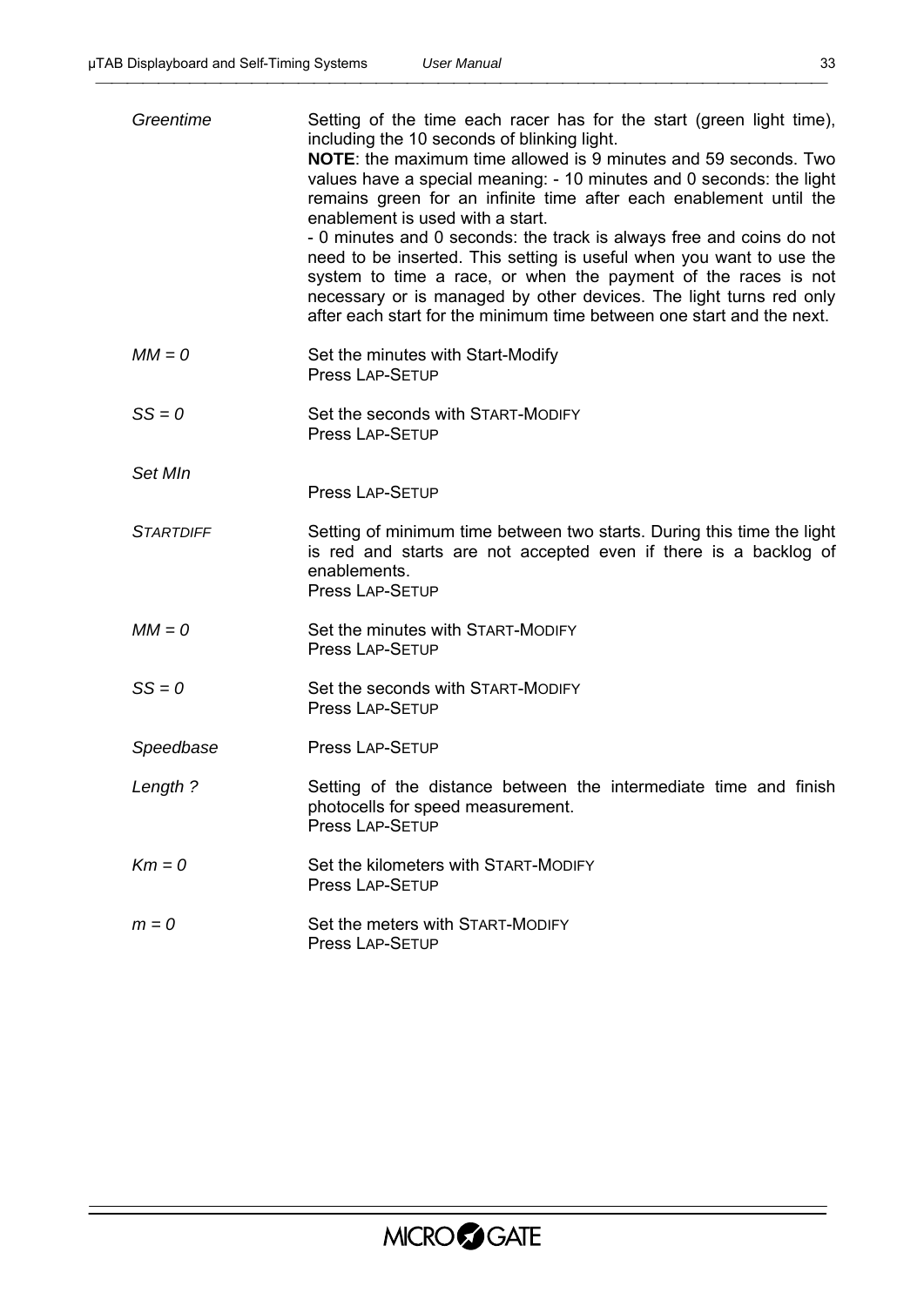| | |
|---|---|
| *Greentime* | Setting of the time each racer has for the start (green light time), including the 10 seconds of blinking light. **NOTE**: the maximum time allowed is 9 minutes and 59 seconds. Two values have a special meaning: - 10 minutes and 0 seconds: the light remains green for an infinite time after each enablement until the enablement is used with a start. - 0 minutes and 0 seconds: the track is always free and coins do not need to be inserted. This setting is useful when you want to use the system to time a race, or when the payment of the races is not necessary or is managed by other devices. The light turns red only after each start for the minimum time between one start and the next. |
| *MM = 0* | Set the minutes with Start-Modify<br>Press LAP-SETUP |
| *SS = 0* | Set the seconds with START-MODIFY<br>Press LAP-SETUP |
| *Set MIn* | Press LAP-SETUP |
| *STARTDIFF* | Setting of minimum time between two starts. During this time the light is red and starts are not accepted even if there is a backlog of enablements.<br>Press LAP-SETUP |
| *MM = 0* | Set the minutes with START-MODIFY<br>Press LAP-SETUP |
| *SS = 0* | Set the seconds with START-MODIFY<br>Press LAP-SETUP |
| *Speedbase* | Press LAP-SETUP |
| *Length ?* | Setting of the distance between the intermediate time and finish photocells for speed measurement.<br>Press LAP-SETUP |
| *Km = 0* | Set the kilometers with START-MODIFY<br>Press LAP-SETUP |
| *m = 0* | Set the meters with START-MODIFY<br>Press LAP-SETUP |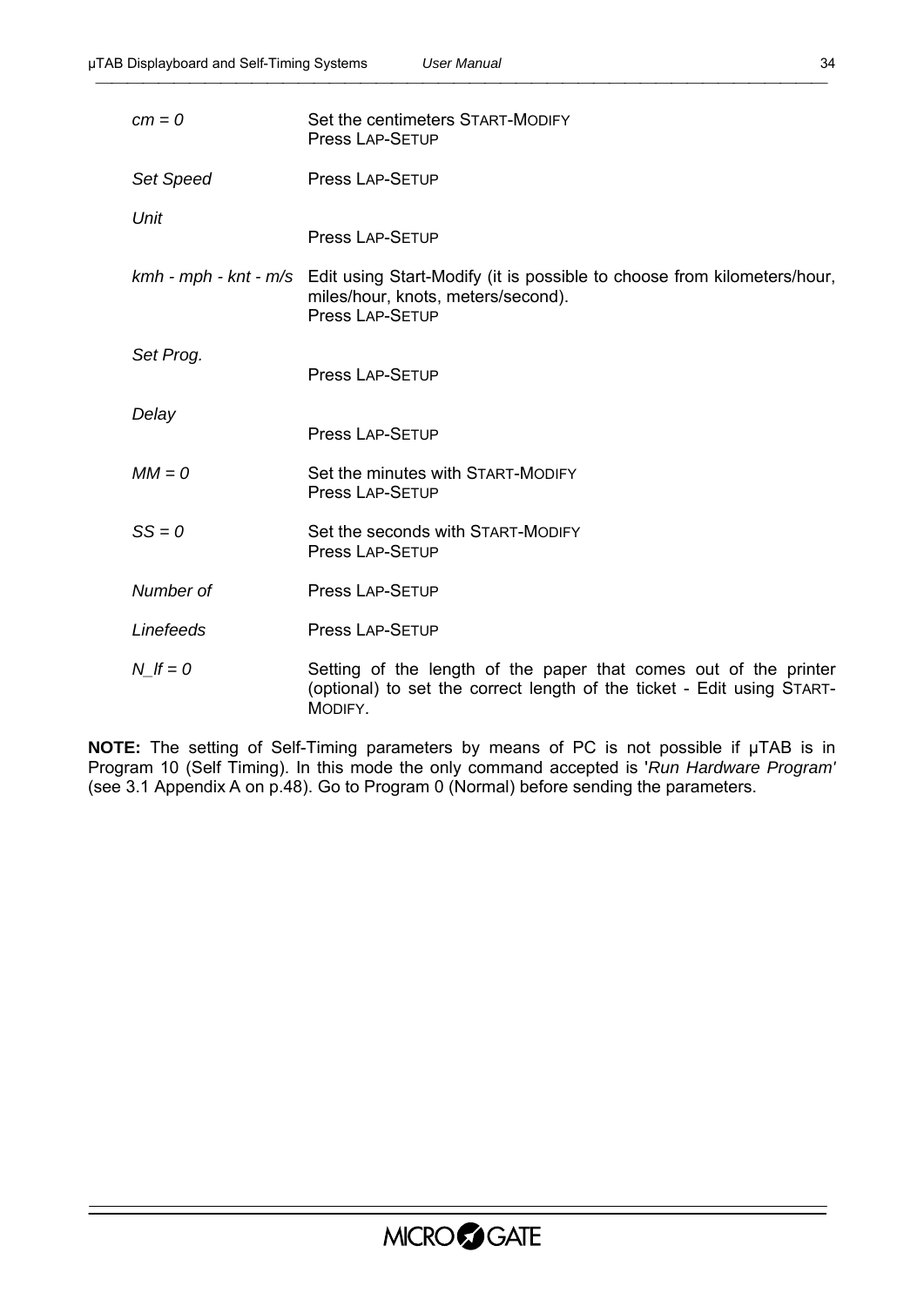| | |
|---|---|
| *cm = 0* | Set the centimeters START-MODIFY<br>Press LAP-SETUP |
| *Set Speed* | Press LAP-SETUP |
| *Unit* | Press LAP-SETUP |
| *kmh - mph - knt - m/s* | Edit using Start-Modify (it is possible to choose from kilometers/hour, miles/hour, knots, meters/second).<br>Press LAP-SETUP |
| *Set Prog.* | Press LAP-SETUP |
| *Delay* | Press LAP-SETUP |
| *MM = 0* | Set the minutes with START-MODIFY<br>Press LAP-SETUP |
| *SS = 0* | Set the seconds with START-MODIFY<br>Press LAP-SETUP |
| *Number of* | Press LAP-SETUP |
| *Linefeeds* | Press LAP-SETUP |
| *N_lf = 0* | Setting of the length of the paper that comes out of the printer (optional) to set the correct length of the ticket - Edit using START-MODIFY. |

**NOTE:** The setting of Self-Timing parameters by means of PC is not possible if µTAB is in Program 10 (Self Timing). In this mode the only command accepted is '*Run Hardware Program'* (see 3.1 Appendix A on p.48). Go to Program 0 (Normal) before sending the parameters.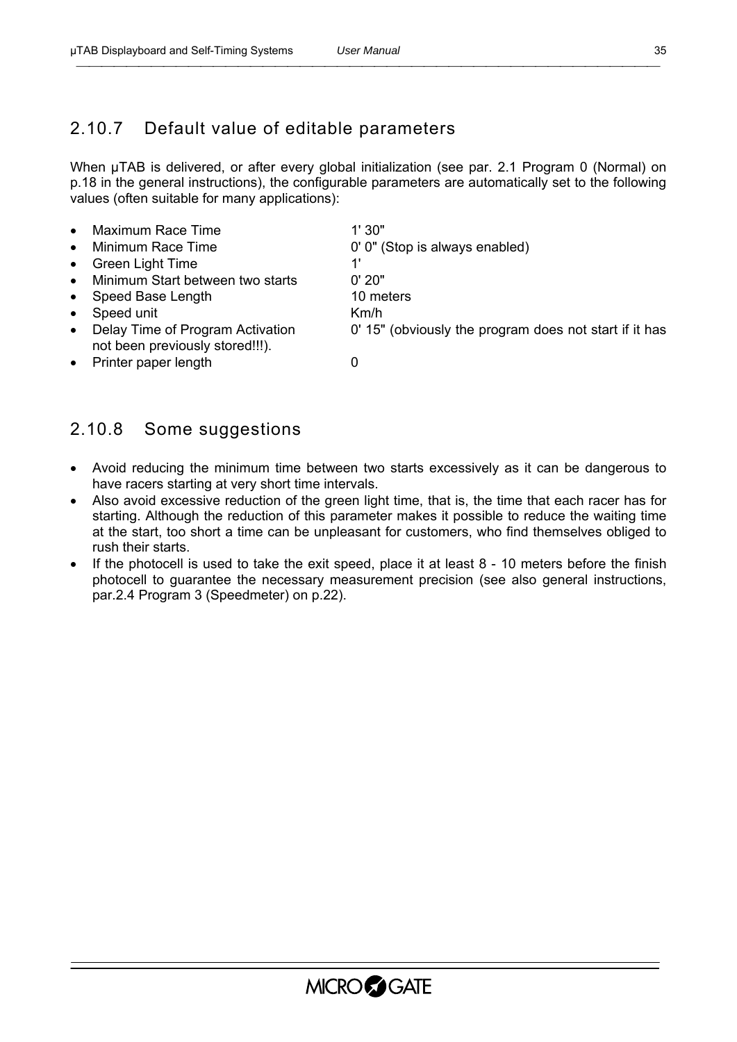### 2.10.7 Default value of editable parameters

When µTAB is delivered, or after every global initialization (see par. 2.1 Program 0 (Normal) on p.18 in the general instructions), the configurable parameters are automatically set to the following values (often suitable for many applications):

- Maximum Race Time 1' 30"
- Minimum Race Time 0' 0" (Stop is always enabled)
- Green Light Time 1'
- Minimum Start between two starts 0' 20"
- Speed Base Length 10 meters
- Speed unit Km/h
- Delay Time of Program Activation 0' 15" (obviously the program does not start if it has not been previously stored!!!).
- Printer paper length 0

### 2.10.8 Some suggestions

- Avoid reducing the minimum time between two starts excessively as it can be dangerous to have racers starting at very short time intervals.
- Also avoid excessive reduction of the green light time, that is, the time that each racer has for starting. Although the reduction of this parameter makes it possible to reduce the waiting time at the start, too short a time can be unpleasant for customers, who find themselves obliged to rush their starts.
- If the photocell is used to take the exit speed, place it at least 8 - 10 meters before the finish photocell to guarantee the necessary measurement precision (see also general instructions, par.2.4 Program 3 (Speedmeter) on p.22).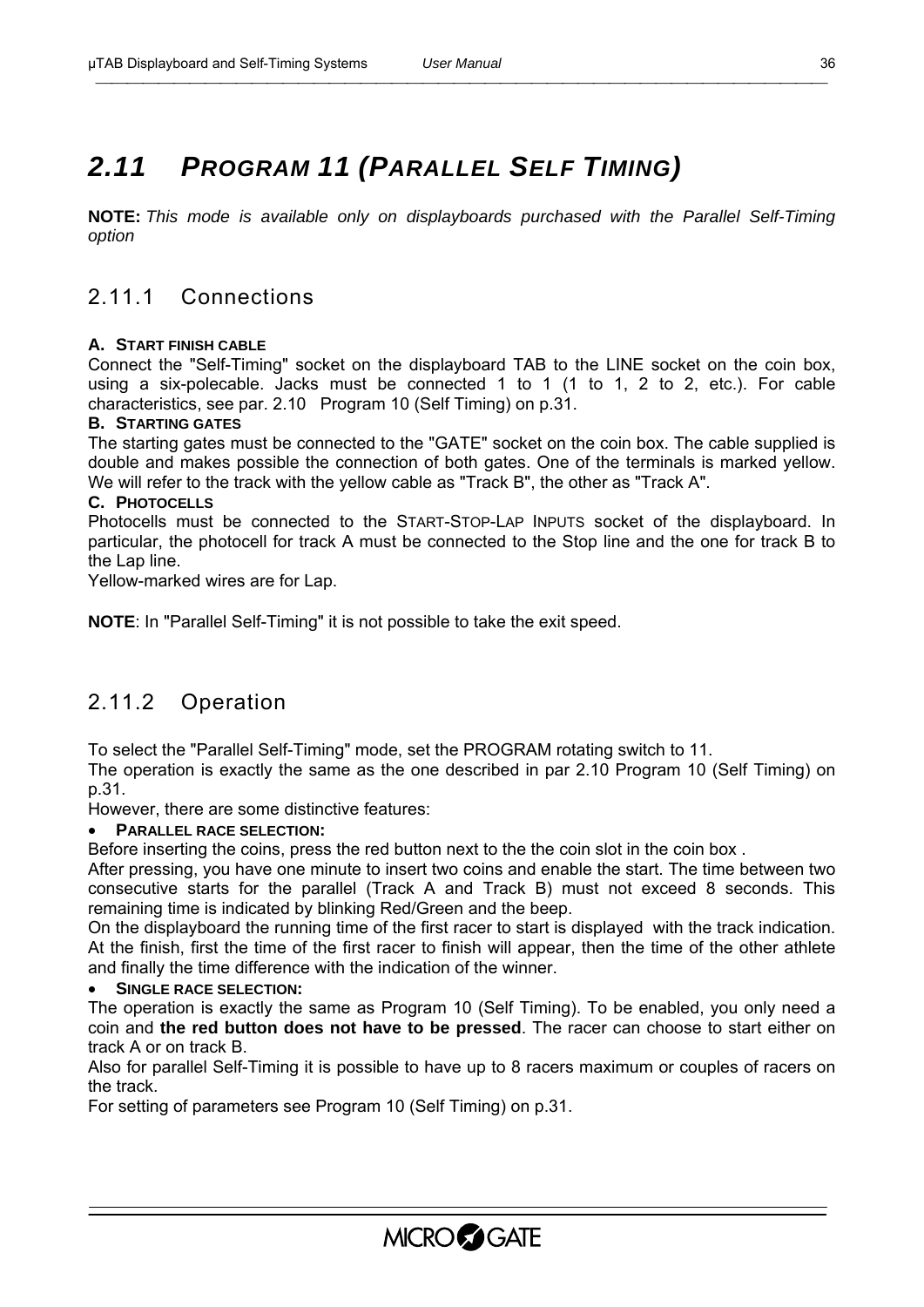## 2.11 *PROGRAM 11 (PARALLEL SELF TIMING)*

**NOTE:** *This mode is available only on displayboards purchased with the Parallel Self-Timing option*

### 2.11.1 Connections

**A. START FINISH CABLE**

Connect the "Self-Timing" socket on the displayboard TAB to the LINE socket on the coin box, using a six-polecable. Jacks must be connected 1 to 1 (1 to 1, 2 to 2, etc.). For cable characteristics, see par. 2.10 Program 10 (Self Timing) on p.31.

**B. STARTING GATES**

The starting gates must be connected to the "GATE" socket on the coin box. The cable supplied is double and makes possible the connection of both gates. One of the terminals is marked yellow. We will refer to the track with the yellow cable as "Track B", the other as "Track A".

**C. PHOTOCELLS**

Photocells must be connected to the START-STOP-LAP INPUTS socket of the displayboard. In particular, the photocell for track A must be connected to the Stop line and the one for track B to the Lap line.

Yellow-marked wires are for Lap.

**NOTE**: In "Parallel Self-Timing" it is not possible to take the exit speed.

### 2.11.2 Operation

To select the "Parallel Self-Timing" mode, set the PROGRAM rotating switch to 11.

The operation is exactly the same as the one described in par 2.10 Program 10 (Self Timing) on p.31.

However, there are some distinctive features:

- **PARALLEL RACE SELECTION:**

Before inserting the coins, press the red button next to the the coin slot in the coin box .

After pressing, you have one minute to insert two coins and enable the start. The time between two consecutive starts for the parallel (Track A and Track B) must not exceed 8 seconds. This remaining time is indicated by blinking Red/Green and the beep.

On the displayboard the running time of the first racer to start is displayed with the track indication. At the finish, first the time of the first racer to finish will appear, then the time of the other athlete and finally the time difference with the indication of the winner.

- **SINGLE RACE SELECTION:**

The operation is exactly the same as Program 10 (Self Timing). To be enabled, you only need a coin and **the red button does not have to be pressed**. The racer can choose to start either on track A or on track B.

Also for parallel Self-Timing it is possible to have up to 8 racers maximum or couples of racers on the track.

For setting of parameters see Program 10 (Self Timing) on p.31.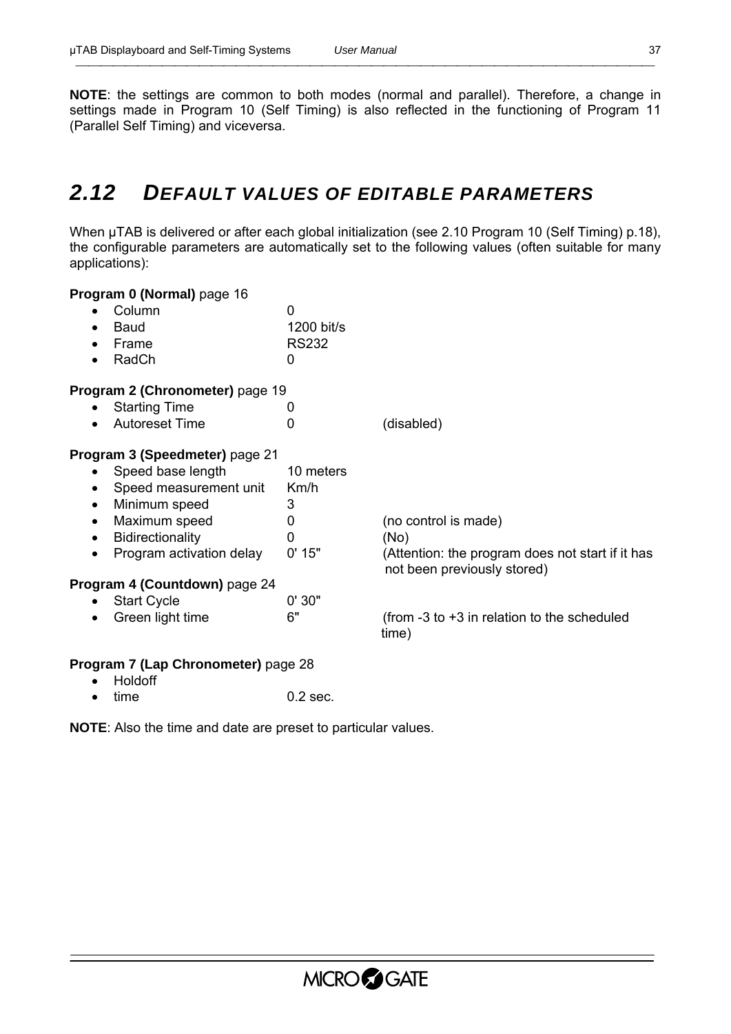**NOTE**: the settings are common to both modes (normal and parallel). Therefore, a change in settings made in Program 10 (Self Timing) is also reflected in the functioning of Program 11 (Parallel Self Timing) and viceversa.

## 2.12 DEFAULT VALUES OF EDITABLE PARAMETERS

When μTAB is delivered or after each global initialization (see 2.10 Program 10 (Self Timing) p.18), the configurable parameters are automatically set to the following values (often suitable for many applications):

**Program 0 (Normal)** page 16

- Column 0
- Baud 1200 bit/s
- Frame RS232
- RadCh 0

**Program 2 (Chronometer)** page 19

- Starting Time 0
- Autoreset Time 0 (disabled)

**Program 3 (Speedmeter)** page 21

- Speed base length 10 meters
- Speed measurement unit Km/h
- Minimum speed 3
- Maximum speed 0 (no control is made)
- Bidirectionality 0 (No)
- Program activation delay 0' 15" (Attention: the program does not start if it has not been previously stored)

**Program 4 (Countdown)** page 24

- Start Cycle 0' 30"
- Green light time 6" (from -3 to +3 in relation to the scheduled time)

**Program 7 (Lap Chronometer)** page 28

- Holdoff
- time 0.2 sec.

**NOTE**: Also the time and date are preset to particular values.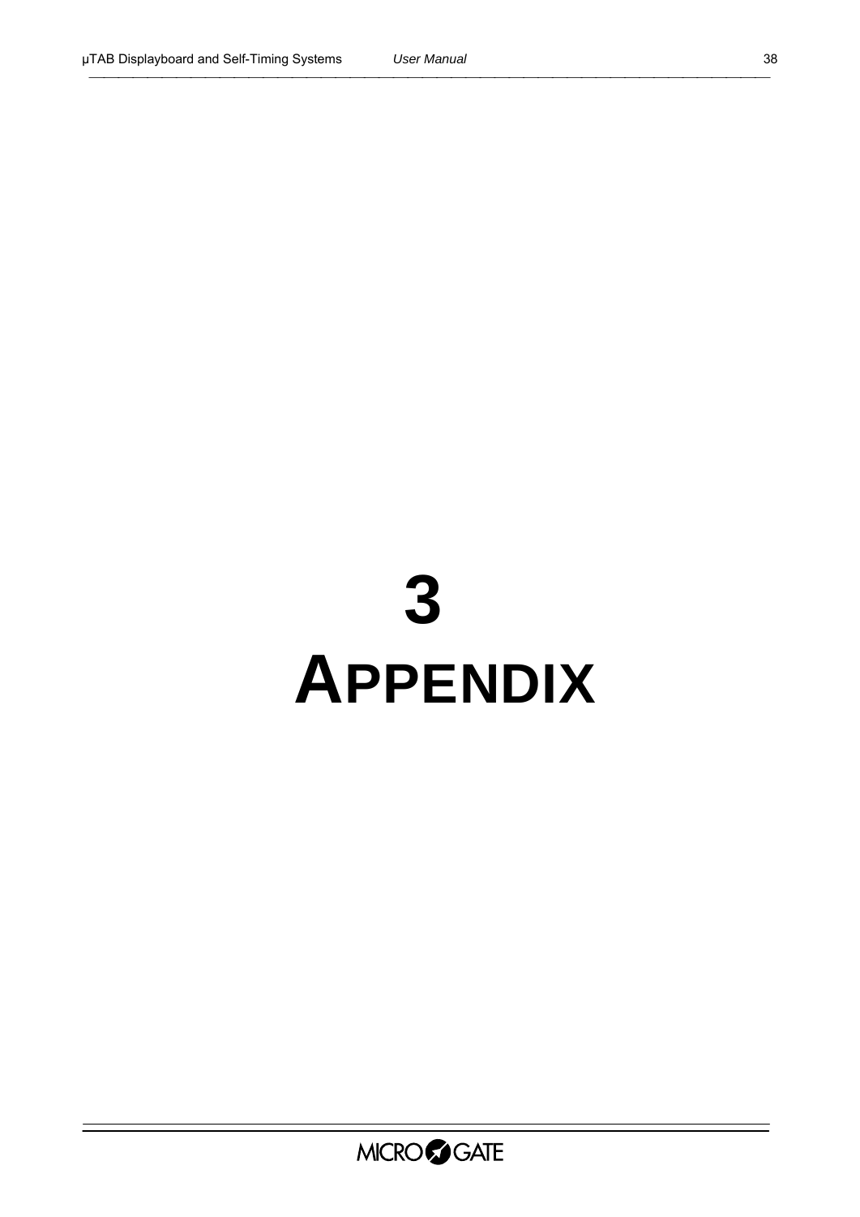# 3 APPENDIX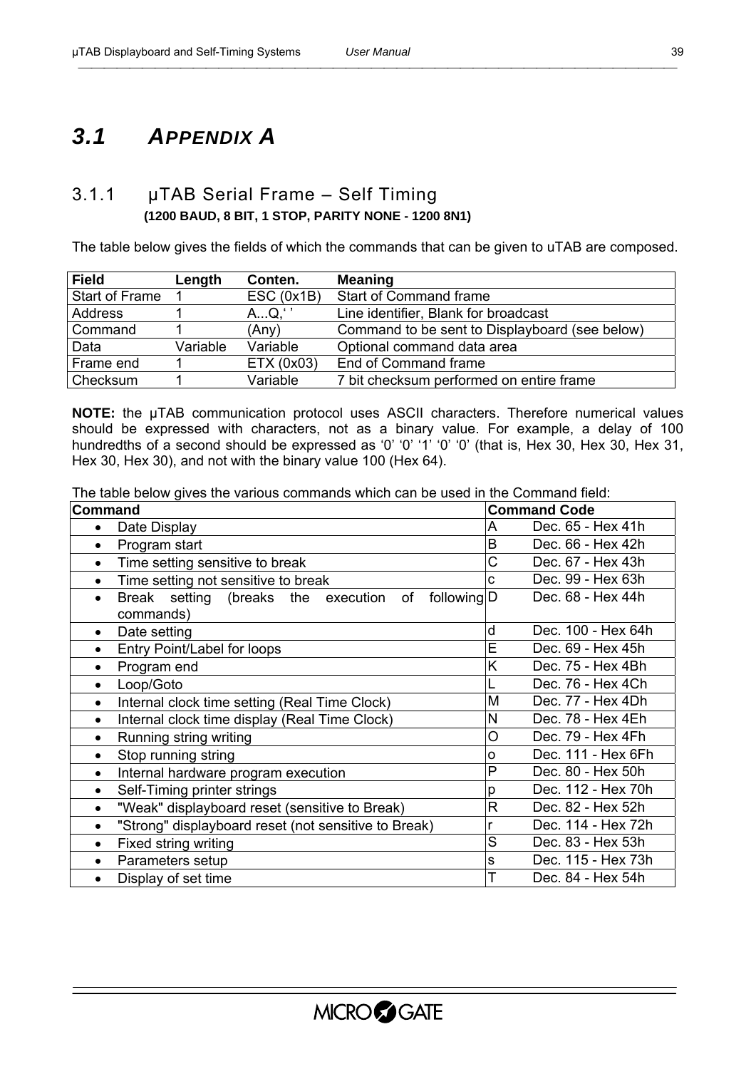# 3.1 APPENDIX A

## 3.1.1 µTAB Serial Frame – Self Timing

**(1200 BAUD, 8 BIT, 1 STOP, PARITY NONE - 1200 8N1)**

The table below gives the fields of which the commands that can be given to uTAB are composed.

| Field | Length | Conten. | Meaning |
|---|---|---|---|
| Start of Frame | 1 | ESC (0x1B) | Start of Command frame |
| Address | 1 | A...Q,' ' | Line identifier, Blank for broadcast |
| Command | 1 | (Any) | Command to be sent to Displayboard (see below) |
| Data | Variable | Variable | Optional command data area |
| Frame end | 1 | ETX (0x03) | End of Command frame |
| Checksum | 1 | Variable | 7 bit checksum performed on entire frame |

**NOTE:** the µTAB communication protocol uses ASCII characters. Therefore numerical values should be expressed with characters, not as a binary value. For example, a delay of 100 hundredths of a second should be expressed as '0' '0' '1' '0' '0' (that is, Hex 30, Hex 30, Hex 31, Hex 30, Hex 30), and not with the binary value 100 (Hex 64).

The table below gives the various commands which can be used in the Command field:

| Command | Command Code | |
|---|---|---|
| • Date Display | A | Dec. 65 - Hex 41h |
| • Program start | B | Dec. 66 - Hex 42h |
| • Time setting sensitive to break | C | Dec. 67 - Hex 43h |
| • Time setting not sensitive to break | c | Dec. 99 - Hex 63h |
| • Break setting (breaks the execution of following commands) | D | Dec. 68 - Hex 44h |
| • Date setting | d | Dec. 100 - Hex 64h |
| • Entry Point/Label for loops | E | Dec. 69 - Hex 45h |
| • Program end | K | Dec. 75 - Hex 4Bh |
| • Loop/Goto | L | Dec. 76 - Hex 4Ch |
| • Internal clock time setting (Real Time Clock) | M | Dec. 77 - Hex 4Dh |
| • Internal clock time display (Real Time Clock) | N | Dec. 78 - Hex 4Eh |
| • Running string writing | O | Dec. 79 - Hex 4Fh |
| • Stop running string | o | Dec. 111 - Hex 6Fh |
| • Internal hardware program execution | P | Dec. 80 - Hex 50h |
| • Self-Timing printer strings | p | Dec. 112 - Hex 70h |
| • "Weak" displayboard reset (sensitive to Break) | R | Dec. 82 - Hex 52h |
| • "Strong" displayboard reset (not sensitive to Break) | r | Dec. 114 - Hex 72h |
| • Fixed string writing | S | Dec. 83 - Hex 53h |
| • Parameters setup | s | Dec. 115 - Hex 73h |
| • Display of set time | T | Dec. 84 - Hex 54h |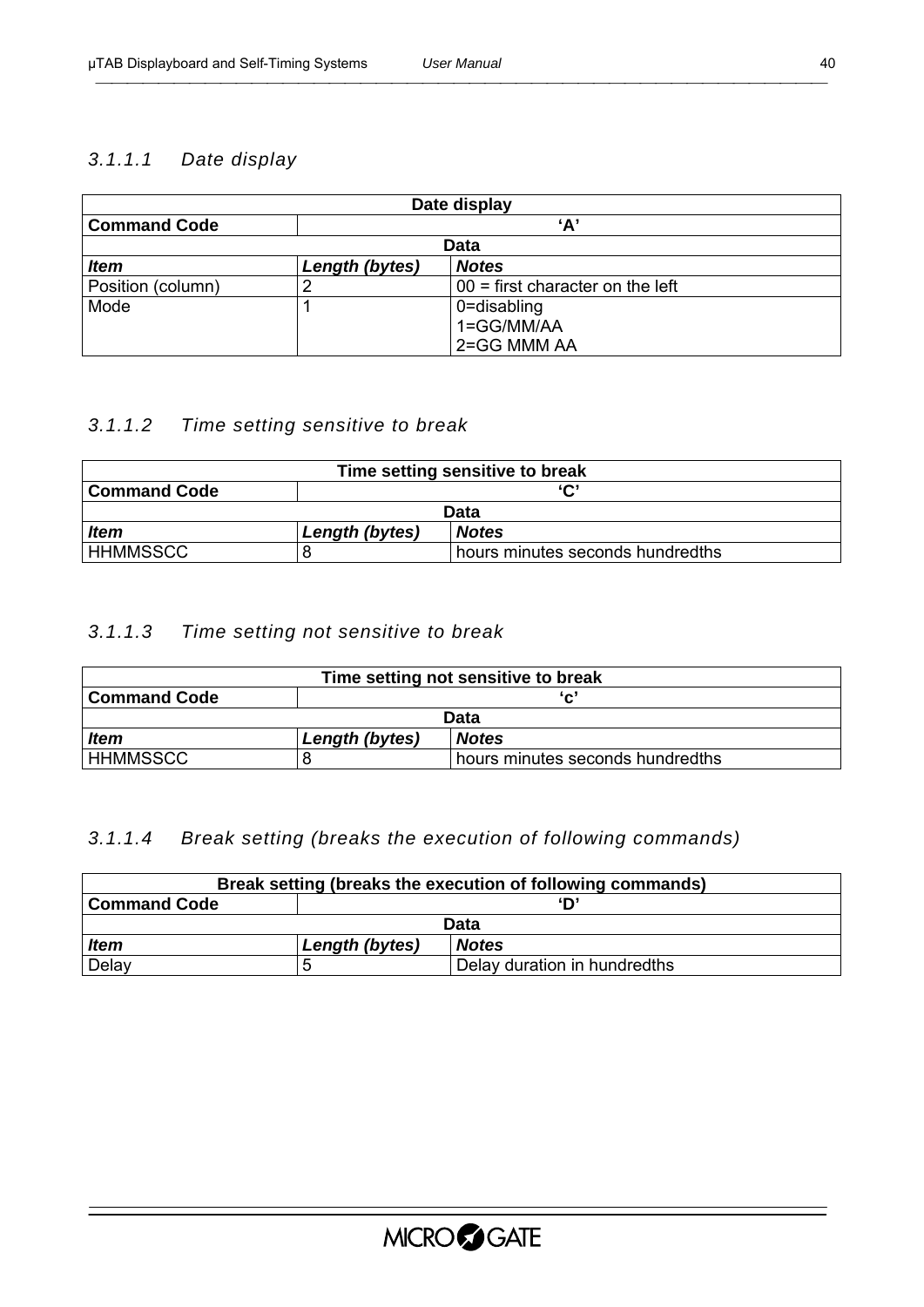#### 3.1.1.1 Date display

| Date display | | |
|---|---|---|
| **Command Code** | **'A'** | |
| **Data** | | |
| ***Item*** | ***Length (bytes)*** | ***Notes*** |
| Position (column) | 2 | 00 = first character on the left |
| Mode | 1 | 0=disabling<br>1=GG/MM/AA<br>2=GG MMM AA |

#### 3.1.1.2 Time setting sensitive to break

| Time setting sensitive to break | | |
|---|---|---|
| **Command Code** | **'C'** | |
| **Data** | | |
| ***Item*** | ***Length (bytes)*** | ***Notes*** |
| HHMMSSCC | 8 | hours minutes seconds hundredths |

#### 3.1.1.3 Time setting not sensitive to break

| Time setting not sensitive to break | | |
|---|---|---|
| **Command Code** | **'c'** | |
| **Data** | | |
| ***Item*** | ***Length (bytes)*** | ***Notes*** |
| HHMMSSCC | 8 | hours minutes seconds hundredths |

#### 3.1.1.4 Break setting (breaks the execution of following commands)

| Break setting (breaks the execution of following commands) | | |
|---|---|---|
| **Command Code** | **'D'** | |
| **Data** | | |
| ***Item*** | ***Length (bytes)*** | ***Notes*** |
| Delay | 5 | Delay duration in hundredths |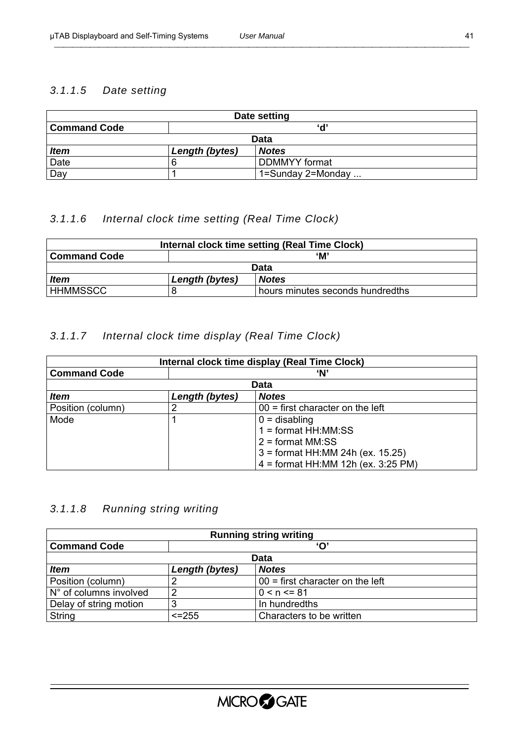#### 3.1.1.5 Date setting

| Date setting | | |
|---|---|---|
| **Command Code** | **‘d’** | |
| **Data** | | |
| ***Item*** | ***Length (bytes)*** | ***Notes*** |
| Date | 6 | DDMMYY format |
| Day | 1 | 1=Sunday 2=Monday ... |

#### 3.1.1.6 Internal clock time setting (Real Time Clock)

| Internal clock time setting (Real Time Clock) | | |
|---|---|---|
| **Command Code** | **‘M’** | |
| **Data** | | |
| ***Item*** | ***Length (bytes)*** | ***Notes*** |
| HHMMSSCC | 8 | hours minutes seconds hundredths |

#### 3.1.1.7 Internal clock time display (Real Time Clock)

| Internal clock time display (Real Time Clock) | | |
|---|---|---|
| **Command Code** | **‘N’** | |
| **Data** | | |
| ***Item*** | ***Length (bytes)*** | ***Notes*** |
| Position (column) | 2 | 00 = first character on the left |
| Mode | 1 | 0 = disabling<br>1 = format HH:MM:SS<br>2 = format MM:SS<br>3 = format HH:MM 24h (ex. 15.25)<br>4 = format HH:MM 12h (ex. 3:25 PM) |

#### 3.1.1.8 Running string writing

| Running string writing | | |
|---|---|---|
| **Command Code** | **‘O’** | |
| **Data** | | |
| ***Item*** | ***Length (bytes)*** | ***Notes*** |
| Position (column) | 2 | 00 = first character on the left |
| N° of columns involved | 2 | 0 < n <= 81 |
| Delay of string motion | 3 | In hundredths |
| String | <=255 | Characters to be written |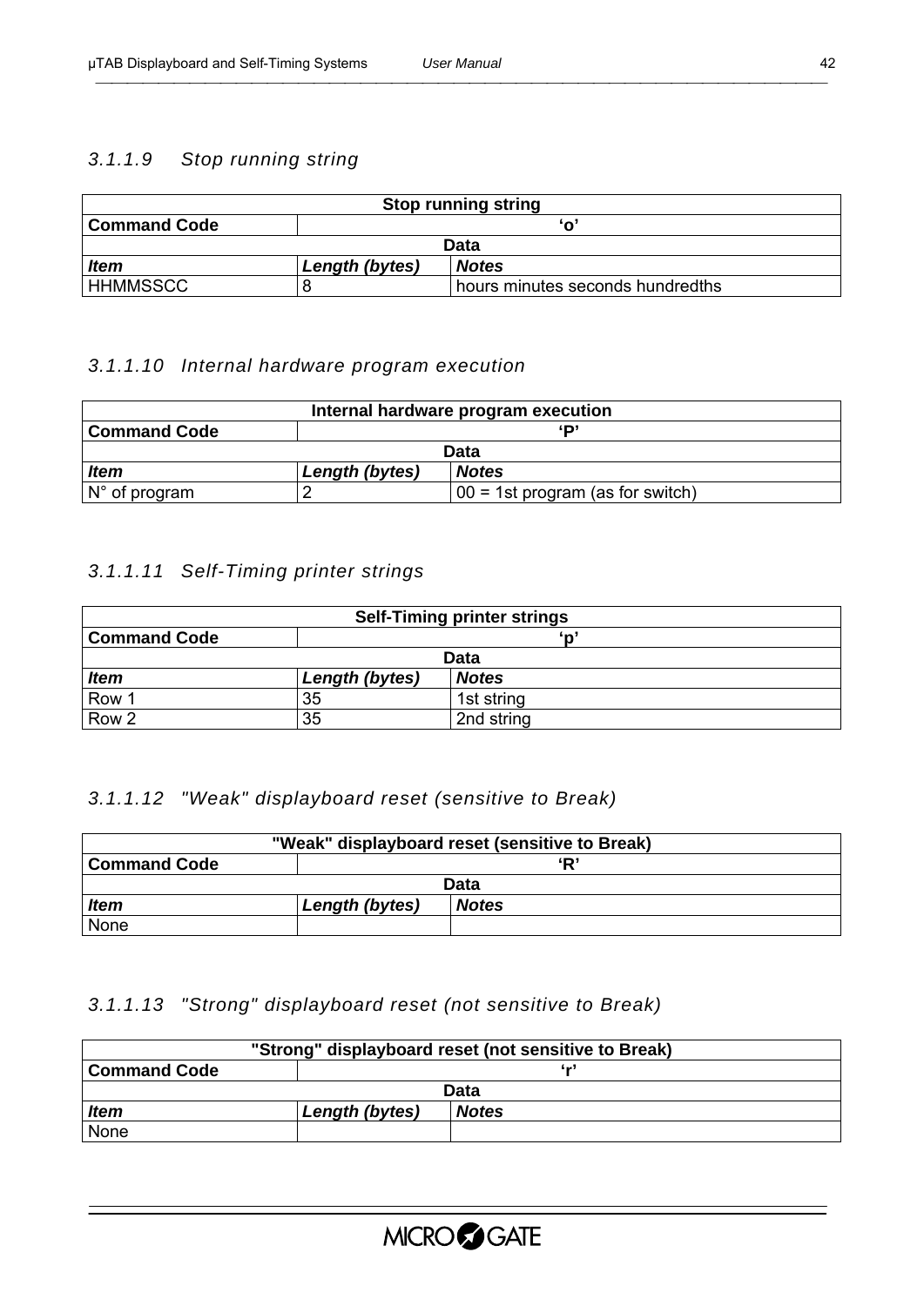### 3.1.1.9 Stop running string

| Stop running string | | |
|---|---|---|
| **Command Code** | ‘o’ | |
| **Data** | | |
| ***Item*** | ***Length (bytes)*** | ***Notes*** |
| HHMMSSCC | 8 | hours minutes seconds hundredths |

### 3.1.1.10 Internal hardware program execution

| Internal hardware program execution | | |
|---|---|---|
| **Command Code** | ‘P’ | |
| **Data** | | |
| ***Item*** | ***Length (bytes)*** | ***Notes*** |
| N° of program | 2 | 00 = 1st program (as for switch) |

### 3.1.1.11 Self-Timing printer strings

| Self-Timing printer strings | | |
|---|---|---|
| **Command Code** | ‘p’ | |
| **Data** | | |
| ***Item*** | ***Length (bytes)*** | ***Notes*** |
| Row 1 | 35 | 1st string |
| Row 2 | 35 | 2nd string |

### 3.1.1.12 "Weak" displayboard reset (sensitive to Break)

| "Weak" displayboard reset (sensitive to Break) | | |
|---|---|---|
| **Command Code** | ‘R’ | |
| **Data** | | |
| ***Item*** | ***Length (bytes)*** | ***Notes*** |
| None | | |

### 3.1.1.13 "Strong" displayboard reset (not sensitive to Break)

| "Strong" displayboard reset (not sensitive to Break) | | |
|---|---|---|
| **Command Code** | ‘r’ | |
| **Data** | | |
| ***Item*** | ***Length (bytes)*** | ***Notes*** |
| None | | |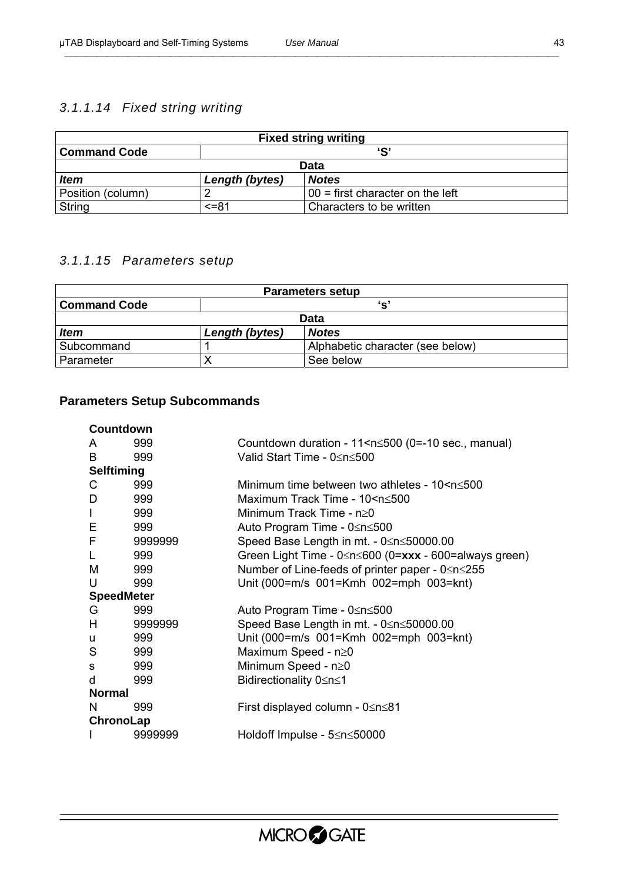### *3.1.1.14 Fixed string writing*

| Fixed string writing | | |
|---|---|---|
| **Command Code** | **‘S’** | |
| **Data** | | |
| ***Item*** | ***Length (bytes)*** | ***Notes*** |
| Position (column) | 2 | 00 = first character on the left |
| String | <=81 | Characters to be written |

### *3.1.1.15 Parameters setup*

| Parameters setup | | |
|---|---|---|
| **Command Code** | **‘s’** | |
| **Data** | | |
| ***Item*** | ***Length (bytes)*** | ***Notes*** |
| Subcommand | 1 | Alphabetic character (see below) |
| Parameter | X | See below |

**Parameters Setup Subcommands**

**Countdown**

| | | |
|---|---|---|
| A | 999 | Countdown duration - 11<n≤500 (0=-10 sec., manual) |
| B | 999 | Valid Start Time - 0≤n≤500 |

**Selftiming**

| | | |
|---|---|---|
| C | 999 | Minimum time between two athletes - 10<n≤500 |
| D | 999 | Maximum Track Time - 10<n≤500 |
| I | 999 | Minimum Track Time - n≥0 |
| E | 999 | Auto Program Time - 0≤n≤500 |
| F | 9999999 | Speed Base Length in mt. - 0≤n≤50000.00 |
| L | 999 | Green Light Time - 0≤n≤600 (0=**xxx** - 600=always green) |
| M | 999 | Number of Line-feeds of printer paper - 0≤n≤255 |
| U | 999 | Unit (000=m/s 001=Kmh 002=mph 003=knt) |

**SpeedMeter**

| | | |
|---|---|---|
| G | 999 | Auto Program Time - 0≤n≤500 |
| H | 9999999 | Speed Base Length in mt. - 0≤n≤50000.00 |
| u | 999 | Unit (000=m/s 001=Kmh 002=mph 003=knt) |
| S | 999 | Maximum Speed - n≥0 |
| s | 999 | Minimum Speed - n≥0 |
| d | 999 | Bidirectionality 0≤n≤1 |

**Normal**

| | | |
|---|---|---|
| N | 999 | First displayed column - 0≤n≤81 |

**ChronoLap**

| | | |
|---|---|---|
| I | 9999999 | Holdoff Impulse - 5≤n≤50000 |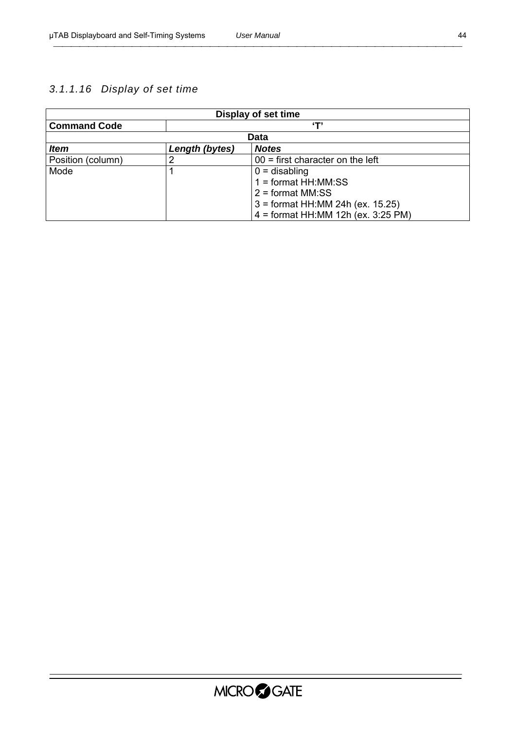### 3.1.1.16 Display of set time

| Display of set time | | |
|---|---|---|
| **Command Code** | **'T'** | |
| **Data** | | |
| ***Item*** | ***Length (bytes)*** | ***Notes*** |
| Position (column) | 2 | 00 = first character on the left |
| Mode | 1 | 0 = disabling<br>1 = format HH:MM:SS<br>2 = format MM:SS<br>3 = format HH:MM 24h (ex. 15.25)<br>4 = format HH:MM 12h (ex. 3:25 PM) |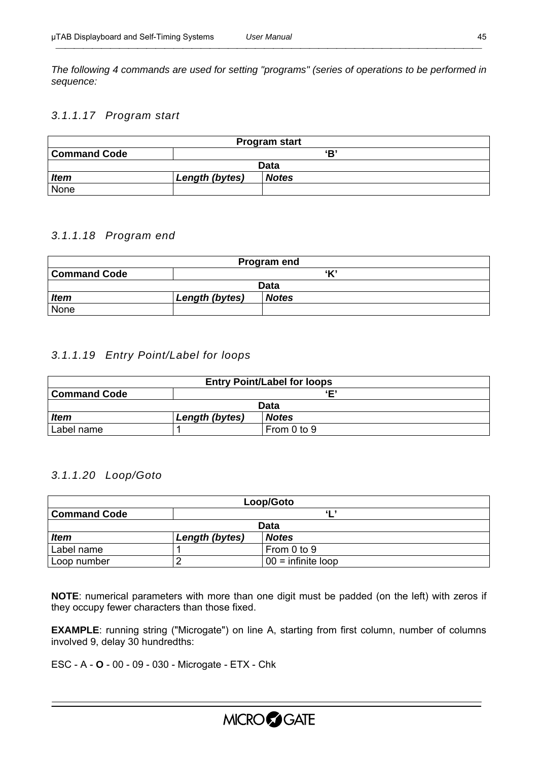*The following 4 commands are used for setting "programs" (series of operations to be performed in sequence:*

#### *3.1.1.17 Program start*

| **Program start** | | |
|---|---|---|
| **Command Code** | **'B'** | |
| **Data** | | |
| ***Item*** | ***Length (bytes)*** | ***Notes*** |
| None | | |

#### *3.1.1.18 Program end*

| **Program end** | | |
|---|---|---|
| **Command Code** | **'K'** | |
| **Data** | | |
| ***Item*** | ***Length (bytes)*** | ***Notes*** |
| None | | |

#### *3.1.1.19 Entry Point/Label for loops*

| **Entry Point/Label for loops** | | |
|---|---|---|
| **Command Code** | **'E'** | |
| **Data** | | |
| ***Item*** | ***Length (bytes)*** | ***Notes*** |
| Label name | 1 | From 0 to 9 |

#### *3.1.1.20 Loop/Goto*

| **Loop/Goto** | | |
|---|---|---|
| **Command Code** | **'L'** | |
| **Data** | | |
| ***Item*** | ***Length (bytes)*** | ***Notes*** |
| Label name | 1 | From 0 to 9 |
| Loop number | 2 | 00 = infinite loop |

**NOTE**: numerical parameters with more than one digit must be padded (on the left) with zeros if they occupy fewer characters than those fixed.

**EXAMPLE**: running string ("Microgate") on line A, starting from first column, number of columns involved 9, delay 30 hundredths:

ESC - A - **O** - 00 - 09 - 030 - Microgate - ETX - Chk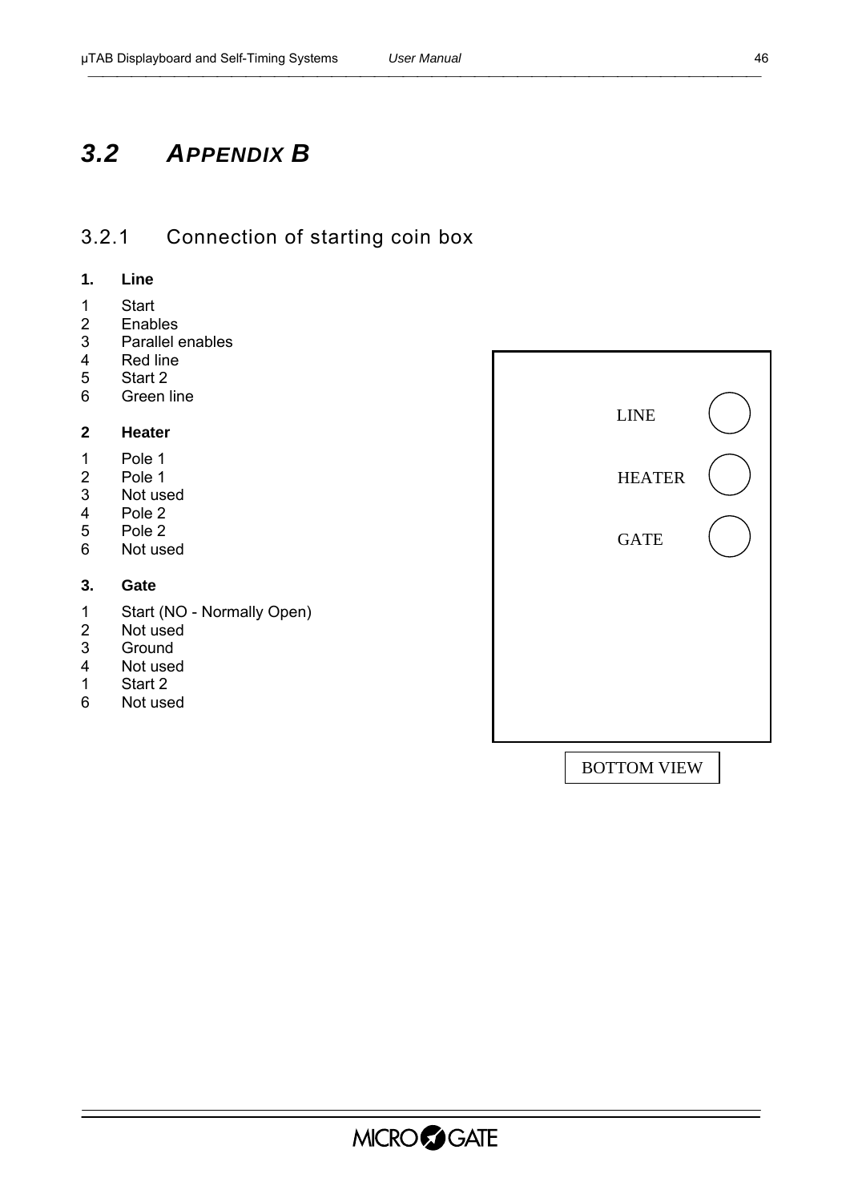# 3.2 *APPENDIX B*

## 3.2.1 Connection of starting coin box

**1. Line**

1 Start
2 Enables
3 Parallel enables
4 Red line
5 Start 2
6 Green line

**2 Heater**

1 Pole 1
2 Pole 1
3 Not used
4 Pole 2
5 Pole 2
6 Not used

**3. Gate**

1 Start (NO - Normally Open)
2 Not used
3 Ground
4 Not used
1 Start 2
6 Not used

LINE

HEATER

GATE

BOTTOM VIEW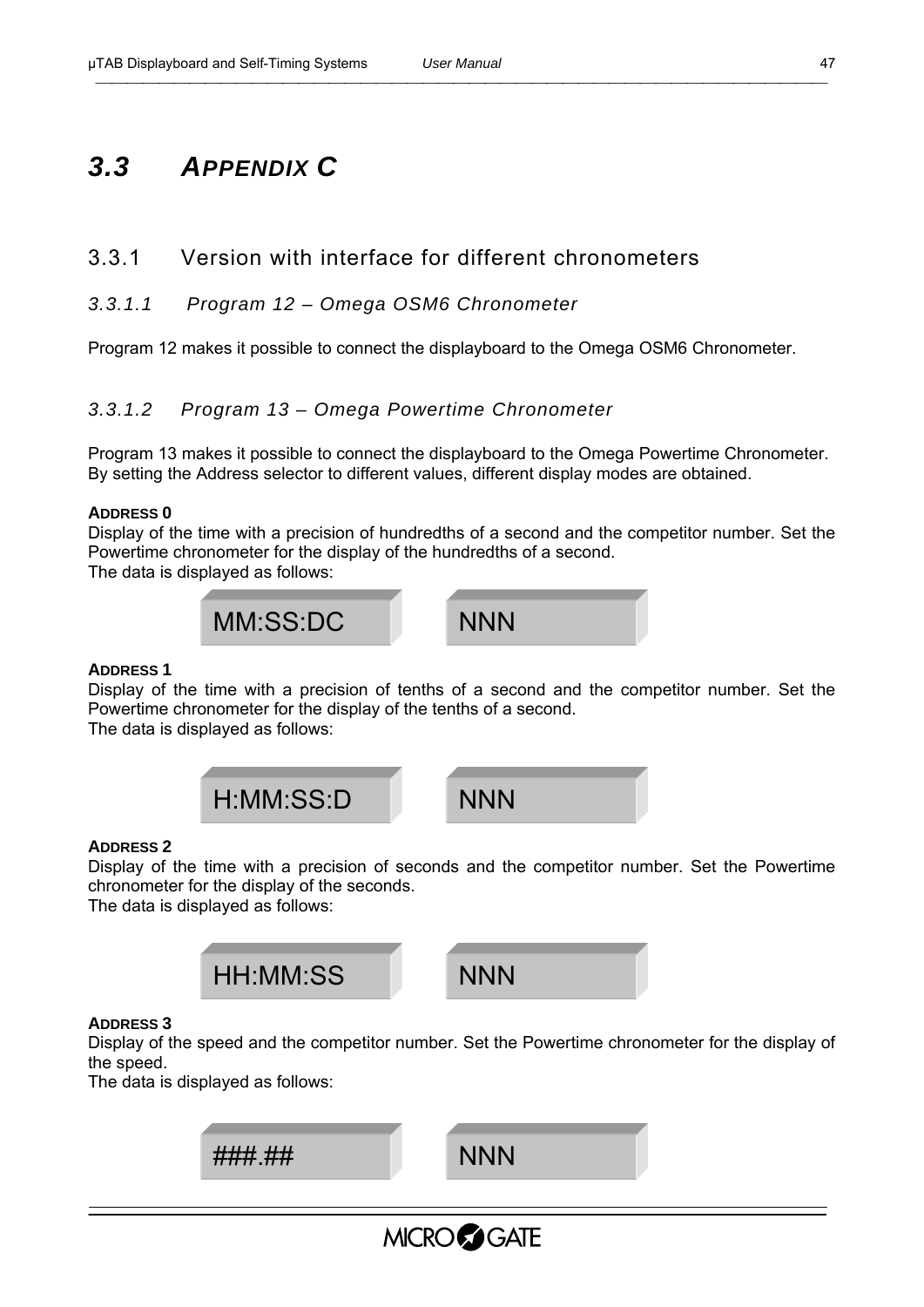# 3.3 APPENDIX C

## 3.3.1 Version with interface for different chronometers

### 3.3.1.1 Program 12 – Omega OSM6 Chronometer

Program 12 makes it possible to connect the displayboard to the Omega OSM6 Chronometer.

### 3.3.1.2 Program 13 – Omega Powertime Chronometer

Program 13 makes it possible to connect the displayboard to the Omega Powertime Chronometer. By setting the Address selector to different values, different display modes are obtained.

**ADDRESS 0**
Display of the time with a precision of hundredths of a second and the competitor number. Set the Powertime chronometer for the display of the hundredths of a second.
The data is displayed as follows:

| MM:SS:DC | NNN |
|---|---|

**ADDRESS 1**
Display of the time with a precision of tenths of a second and the competitor number. Set the Powertime chronometer for the display of the tenths of a second.
The data is displayed as follows:

| H:MM:SS:D | NNN |
|---|---|

**ADDRESS 2**
Display of the time with a precision of seconds and the competitor number. Set the Powertime chronometer for the display of the seconds.
The data is displayed as follows:

| HH:MM:SS | NNN |
|---|---|

**ADDRESS 3**
Display of the speed and the competitor number. Set the Powertime chronometer for the display of the speed.
The data is displayed as follows:

| ###.## | NNN |
|---|---|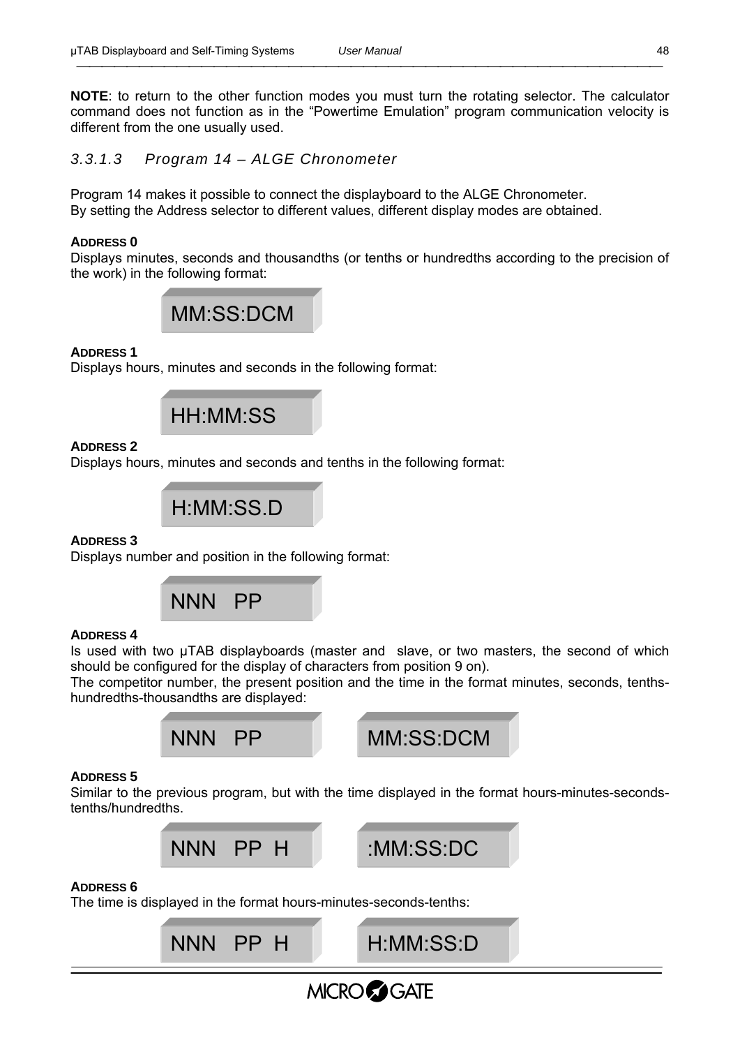**NOTE**: to return to the other function modes you must turn the rotating selector. The calculator command does not function as in the "Powertime Emulation" program communication velocity is different from the one usually used.

### *3.3.1.3 Program 14 – ALGE Chronometer*

Program 14 makes it possible to connect the displayboard to the ALGE Chronometer.
By setting the Address selector to different values, different display modes are obtained.

**ADDRESS 0**
Displays minutes, seconds and thousandths (or tenths or hundredths according to the precision of the work) in the following format:

MM:SS:DCM

**ADDRESS 1**
Displays hours, minutes and seconds in the following format:

HH:MM:SS

**ADDRESS 2**
Displays hours, minutes and seconds and tenths in the following format:

H:MM:SS.D

**ADDRESS 3**
Displays number and position in the following format:

NNN PP

**ADDRESS 4**
Is used with two µTAB displayboards (master and slave, or two masters, the second of which should be configured for the display of characters from position 9 on).
The competitor number, the present position and the time in the format minutes, seconds, tenths-hundredths-thousandths are displayed:

NNN PP    MM:SS:DCM

**ADDRESS 5**
Similar to the previous program, but with the time displayed in the format hours-minutes-seconds-tenths/hundredths.

NNN PP H    :MM:SS:DC

**ADDRESS 6**
The time is displayed in the format hours-minutes-seconds-tenths:

NNN PP H    H:MM:SS:D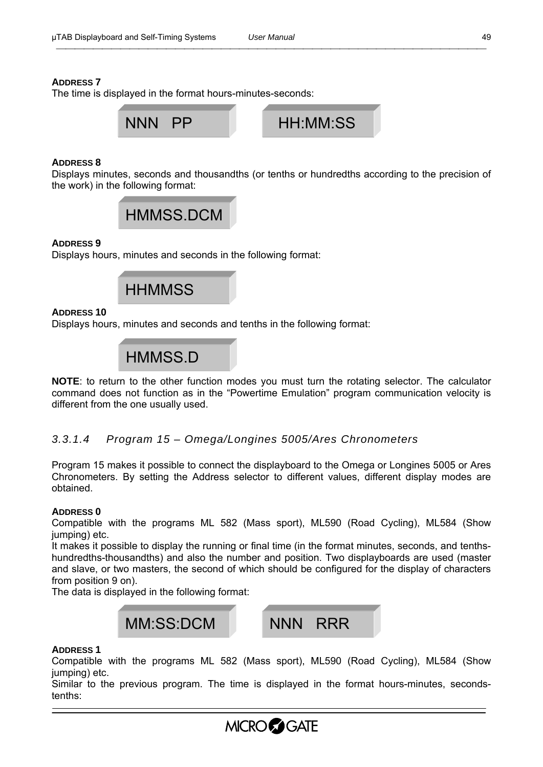**ADDRESS 7**

The time is displayed in the format hours-minutes-seconds:

NNN PP    HH:MM:SS

**ADDRESS 8**

Displays minutes, seconds and thousandths (or tenths or hundredths according to the precision of the work) in the following format:

HMMSS.DCM

**ADDRESS 9**

Displays hours, minutes and seconds in the following format:

HHMMSS

**ADDRESS 10**

Displays hours, minutes and seconds and tenths in the following format:

HMMSS.D

**NOTE**: to return to the other function modes you must turn the rotating selector. The calculator command does not function as in the "Powertime Emulation" program communication velocity is different from the one usually used.

### *3.3.1.4 Program 15 – Omega/Longines 5005/Ares Chronometers*

Program 15 makes it possible to connect the displayboard to the Omega or Longines 5005 or Ares Chronometers. By setting the Address selector to different values, different display modes are obtained.

**ADDRESS 0**

Compatible with the programs ML 582 (Mass sport), ML590 (Road Cycling), ML584 (Show jumping) etc.

It makes it possible to display the running or final time (in the format minutes, seconds, and tenths-hundredths-thousandths) and also the number and position. Two displayboards are used (master and slave, or two masters, the second of which should be configured for the display of characters from position 9 on).

The data is displayed in the following format:

MM:SS:DCM    NNN RRR

**ADDRESS 1**

Compatible with the programs ML 582 (Mass sport), ML590 (Road Cycling), ML584 (Show jumping) etc.

Similar to the previous program. The time is displayed in the format hours-minutes, seconds-tenths: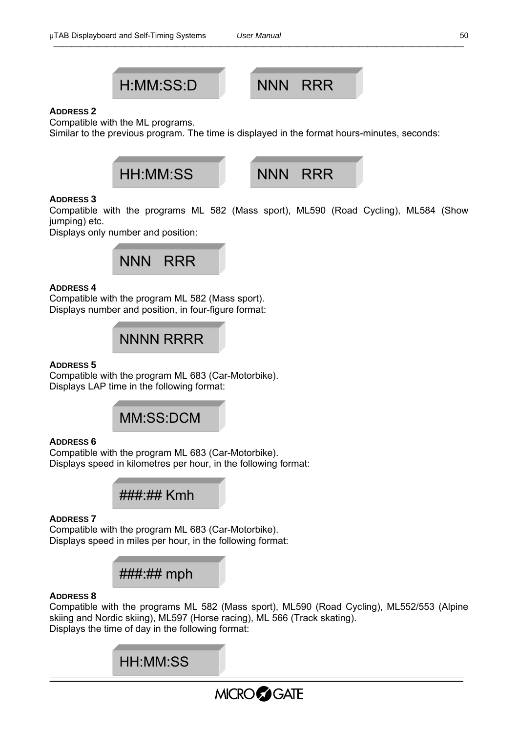H:MM:SS:D    NNN   RRR

**ADDRESS 2**

Compatible with the ML programs.
Similar to the previous program. The time is displayed in the format hours-minutes, seconds:

HH:MM:SS    NNN   RRR

**ADDRESS 3**

Compatible with the programs ML 582 (Mass sport), ML590 (Road Cycling), ML584 (Show jumping) etc.
Displays only number and position:

NNN   RRR

**ADDRESS 4**

Compatible with the program ML 582 (Mass sport).
Displays number and position, in four-figure format:

NNNN RRRR

**ADDRESS 5**

Compatible with the program ML 683 (Car-Motorbike).
Displays LAP time in the following format:

MM:SS:DCM

**ADDRESS 6**

Compatible with the program ML 683 (Car-Motorbike).
Displays speed in kilometres per hour, in the following format:

###:## Kmh

**ADDRESS 7**

Compatible with the program ML 683 (Car-Motorbike).
Displays speed in miles per hour, in the following format:

###:## mph

**ADDRESS 8**

Compatible with the programs ML 582 (Mass sport), ML590 (Road Cycling), ML552/553 (Alpine skiing and Nordic skiing), ML597 (Horse racing), ML 566 (Track skating).
Displays the time of day in the following format:

HH:MM:SS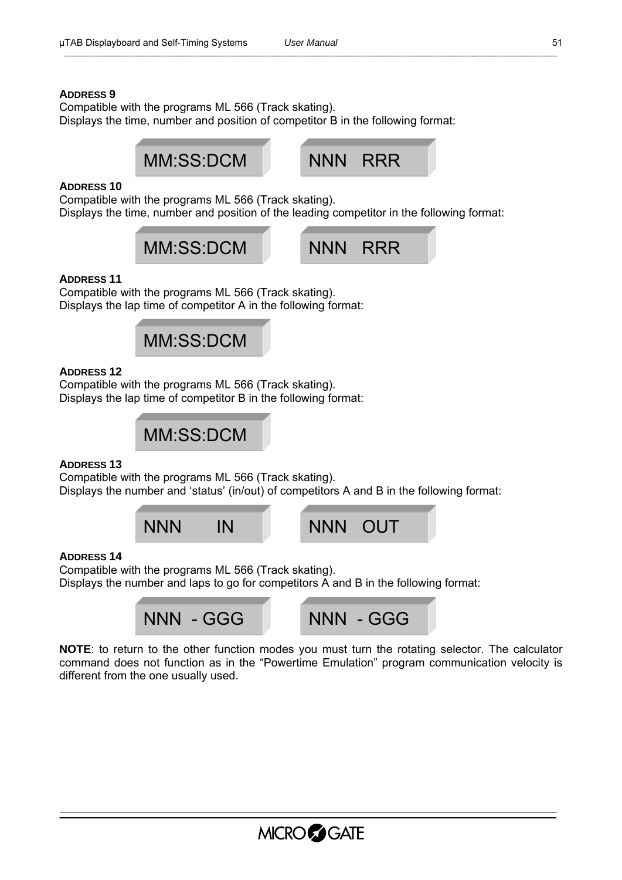**ADDRESS 9**

Compatible with the programs ML 566 (Track skating).
Displays the time, number and position of competitor B in the following format:

```
MM:SS:DCM      NNN   RRR
```

**ADDRESS 10**

Compatible with the programs ML 566 (Track skating).
Displays the time, number and position of the leading competitor in the following format:

```
MM:SS:DCM      NNN   RRR
```

**ADDRESS 11**

Compatible with the programs ML 566 (Track skating).
Displays the lap time of competitor A in the following format:

```
MM:SS:DCM
```

**ADDRESS 12**

Compatible with the programs ML 566 (Track skating).
Displays the lap time of competitor B in the following format:

```
MM:SS:DCM
```

**ADDRESS 13**

Compatible with the programs ML 566 (Track skating).
Displays the number and 'status' (in/out) of competitors A and B in the following format:

```
NNN      IN      NNN   OUT
```

**ADDRESS 14**

Compatible with the programs ML 566 (Track skating).
Displays the number and laps to go for competitors A and B in the following format:

```
NNN  - GGG      NNN  - GGG
```

**NOTE**: to return to the other function modes you must turn the rotating selector. The calculator command does not function as in the "Powertime Emulation" program communication velocity is different from the one usually used.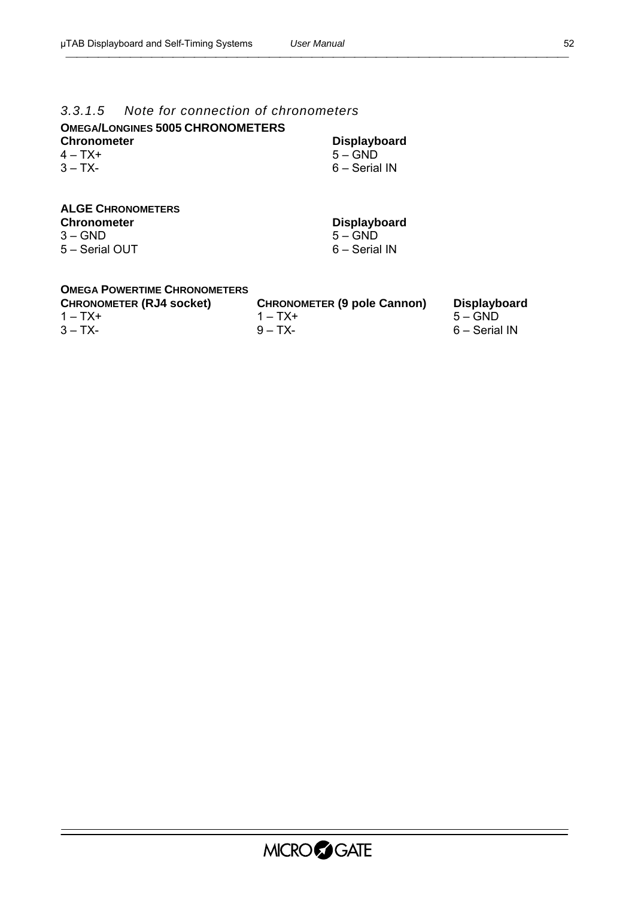### 3.3.1.5 *Note for connection of chronometers*

**OMEGA/LONGINES 5005 CHRONOMETERS**

| Chronometer | Displayboard |
|---|---|
| 4 – TX+ | 5 – GND |
| 3 – TX- | 6 – Serial IN |

**ALGE CHRONOMETERS**

| Chronometer | Displayboard |
|---|---|
| 3 – GND | 5 – GND |
| 5 – Serial OUT | 6 – Serial IN |

**OMEGA POWERTIME CHRONOMETERS**

| CHRONOMETER (RJ4 socket) | CHRONOMETER (9 pole Cannon) | Displayboard |
|---|---|---|
| 1 – TX+ | 1 – TX+ | 5 – GND |
| 3 – TX- | 9 – TX- | 6 – Serial IN |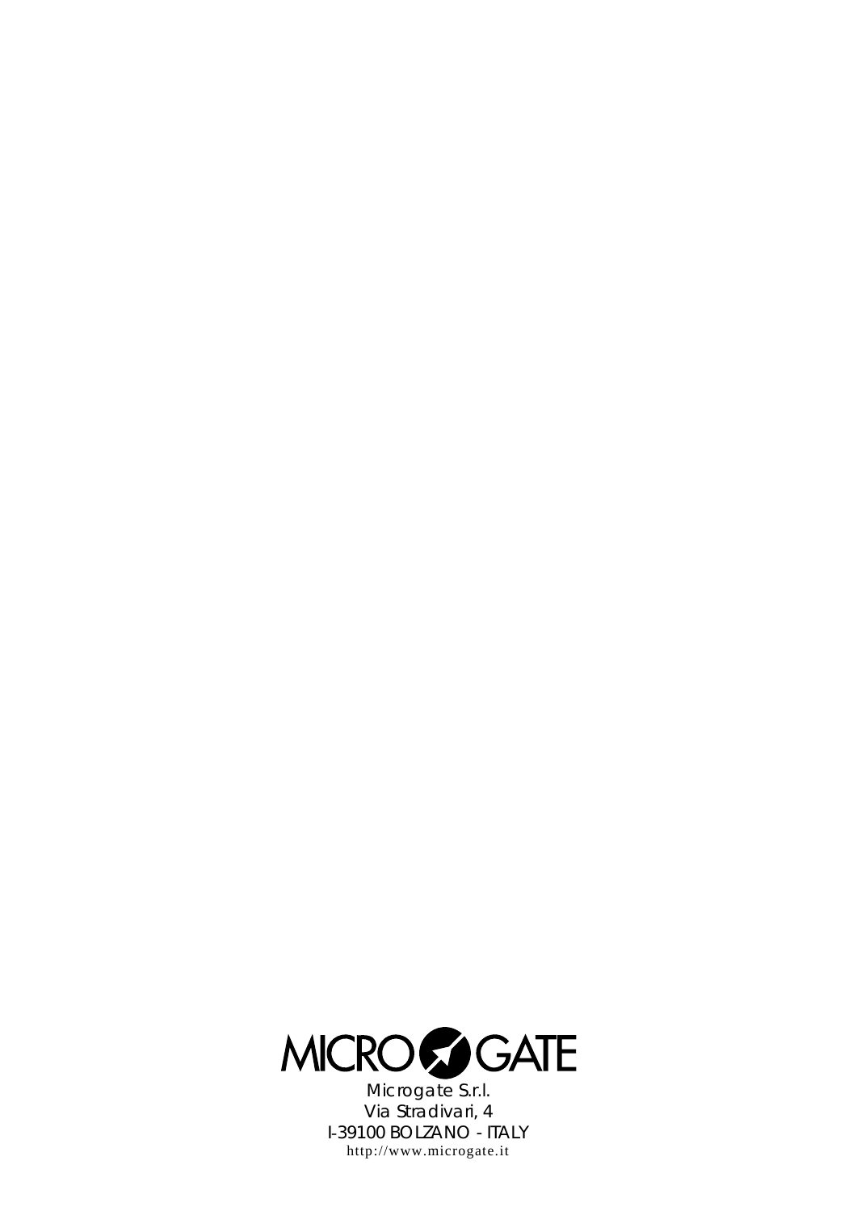MICRO GATE

Microgate S.r.l.
Via Stradivari, 4
I-39100 BOLZANO - ITALY
http://www.microgate.it